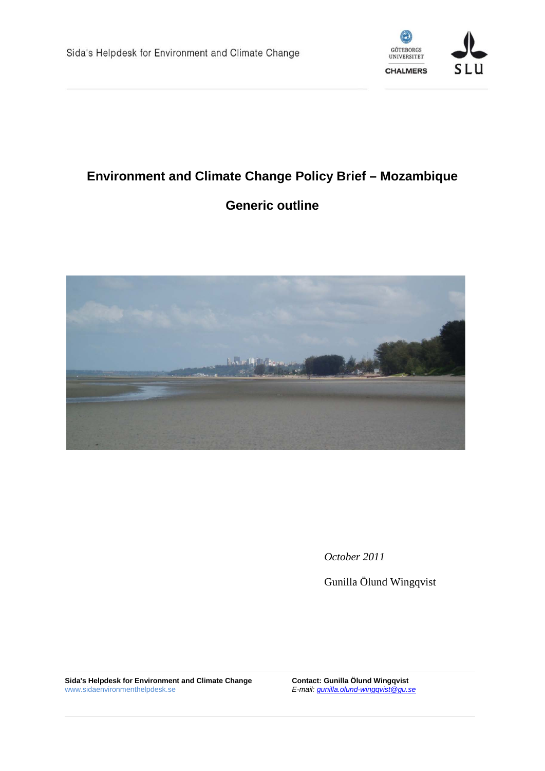Sida's Helpdesk for Environment and Climate Change

# Environment and Climate Change Policy Brief – Mozambique

## Generic outline

*October 2011*

Gunilla Ölund Wingqvist

**Sida's Helpdesk for Environment and Climate Change**
www.sidaenvironmenthelpdesk.se

**Contact: Gunilla Ölund Wingqvist**
*E-mail: gunilla.olund-wingqvist@gu.se*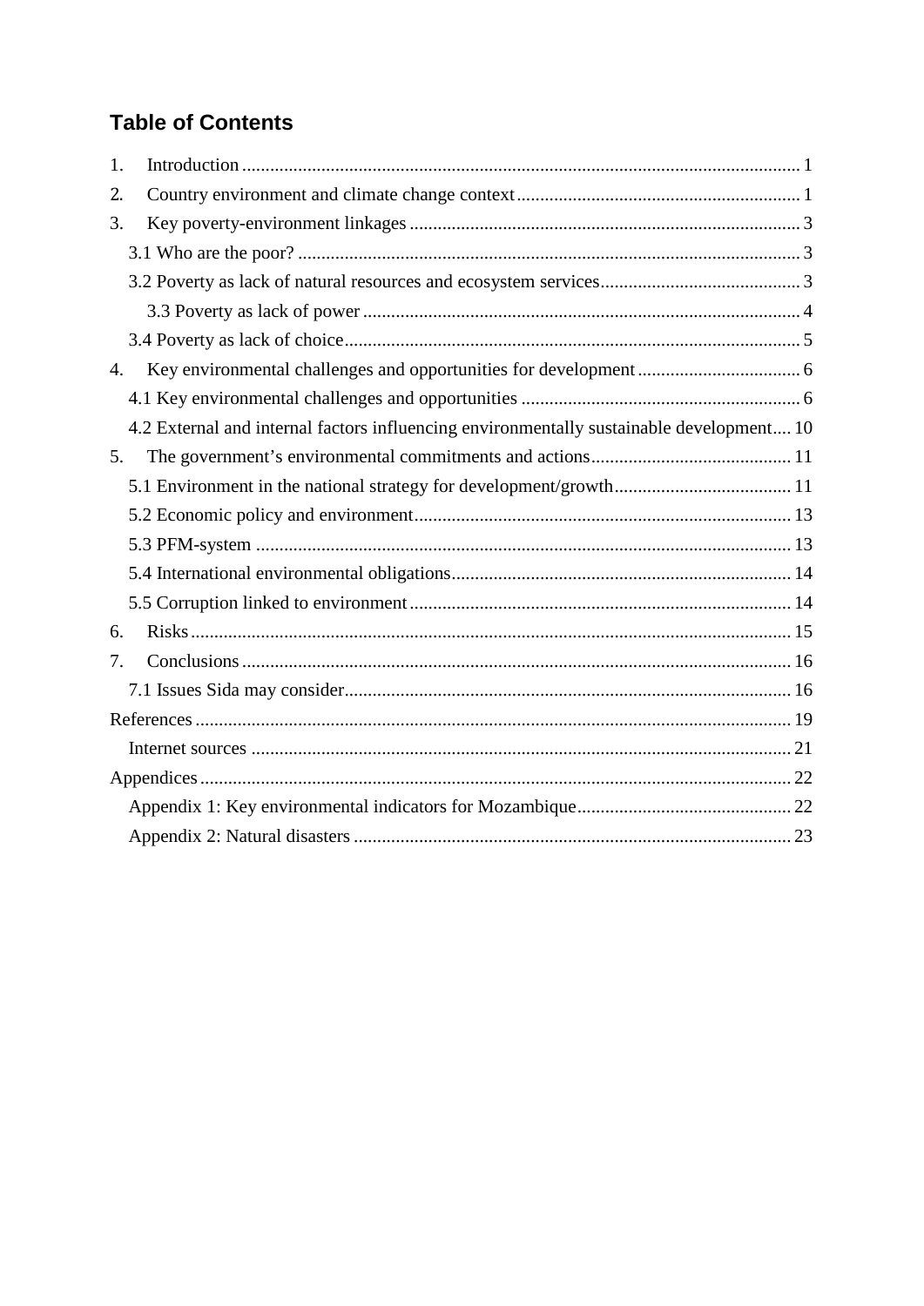## Table of Contents

1. Introduction ........ 1
2. Country environment and climate change context ........ 1
3. Key poverty-environment linkages ........ 3
   - 3.1 Who are the poor? ........ 3
   - 3.2 Poverty as lack of natural resources and ecosystem services ........ 3
     - 3.3 Poverty as lack of power ........ 4
   - 3.4 Poverty as lack of choice ........ 5
4. Key environmental challenges and opportunities for development ........ 6
   - 4.1 Key environmental challenges and opportunities ........ 6
   - 4.2 External and internal factors influencing environmentally sustainable development ........ 10
5. The government's environmental commitments and actions ........ 11
   - 5.1 Environment in the national strategy for development/growth ........ 11
   - 5.2 Economic policy and environment ........ 13
   - 5.3 PFM-system ........ 13
   - 5.4 International environmental obligations ........ 14
   - 5.5 Corruption linked to environment ........ 14
6. Risks ........ 15
7. Conclusions ........ 16
   - 7.1 Issues Sida may consider ........ 16

References ........ 19
- Internet sources ........ 21

Appendices ........ 22
- Appendix 1: Key environmental indicators for Mozambique ........ 22
- Appendix 2: Natural disasters ........ 23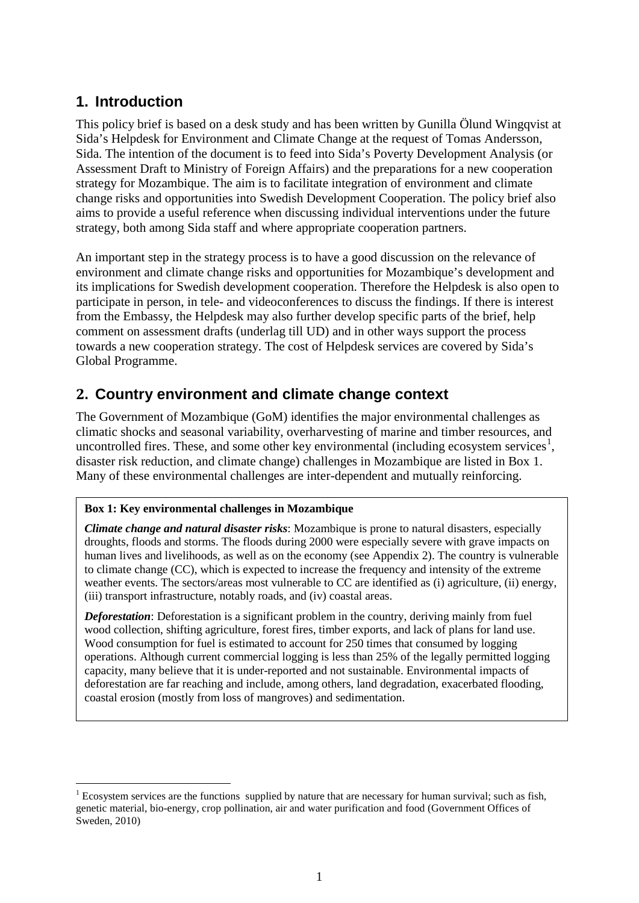## 1. Introduction

This policy brief is based on a desk study and has been written by Gunilla Ölund Wingqvist at Sida's Helpdesk for Environment and Climate Change at the request of Tomas Andersson, Sida. The intention of the document is to feed into Sida's Poverty Development Analysis (or Assessment Draft to Ministry of Foreign Affairs) and the preparations for a new cooperation strategy for Mozambique. The aim is to facilitate integration of environment and climate change risks and opportunities into Swedish Development Cooperation. The policy brief also aims to provide a useful reference when discussing individual interventions under the future strategy, both among Sida staff and where appropriate cooperation partners.

An important step in the strategy process is to have a good discussion on the relevance of environment and climate change risks and opportunities for Mozambique's development and its implications for Swedish development cooperation. Therefore the Helpdesk is also open to participate in person, in tele- and videoconferences to discuss the findings. If there is interest from the Embassy, the Helpdesk may also further develop specific parts of the brief, help comment on assessment drafts (underlag till UD) and in other ways support the process towards a new cooperation strategy. The cost of Helpdesk services are covered by Sida's Global Programme.

## 2. Country environment and climate change context

The Government of Mozambique (GoM) identifies the major environmental challenges as climatic shocks and seasonal variability, overharvesting of marine and timber resources, and uncontrolled fires. These, and some other key environmental (including ecosystem services[1], disaster risk reduction, and climate change) challenges in Mozambique are listed in Box 1. Many of these environmental challenges are inter-dependent and mutually reinforcing.

**Box 1: Key environmental challenges in Mozambique**

***Climate change and natural disaster risks***: Mozambique is prone to natural disasters, especially droughts, floods and storms. The floods during 2000 were especially severe with grave impacts on human lives and livelihoods, as well as on the economy (see Appendix 2). The country is vulnerable to climate change (CC), which is expected to increase the frequency and intensity of the extreme weather events. The sectors/areas most vulnerable to CC are identified as (i) agriculture, (ii) energy, (iii) transport infrastructure, notably roads, and (iv) coastal areas.

***Deforestation***: Deforestation is a significant problem in the country, deriving mainly from fuel wood collection, shifting agriculture, forest fires, timber exports, and lack of plans for land use. Wood consumption for fuel is estimated to account for 250 times that consumed by logging operations. Although current commercial logging is less than 25% of the legally permitted logging capacity, many believe that it is under-reported and not sustainable. Environmental impacts of deforestation are far reaching and include, among others, land degradation, exacerbated flooding, coastal erosion (mostly from loss of mangroves) and sedimentation.

[1] Ecosystem services are the functions supplied by nature that are necessary for human survival; such as fish, genetic material, bio-energy, crop pollination, air and water purification and food (Government Offices of Sweden, 2010)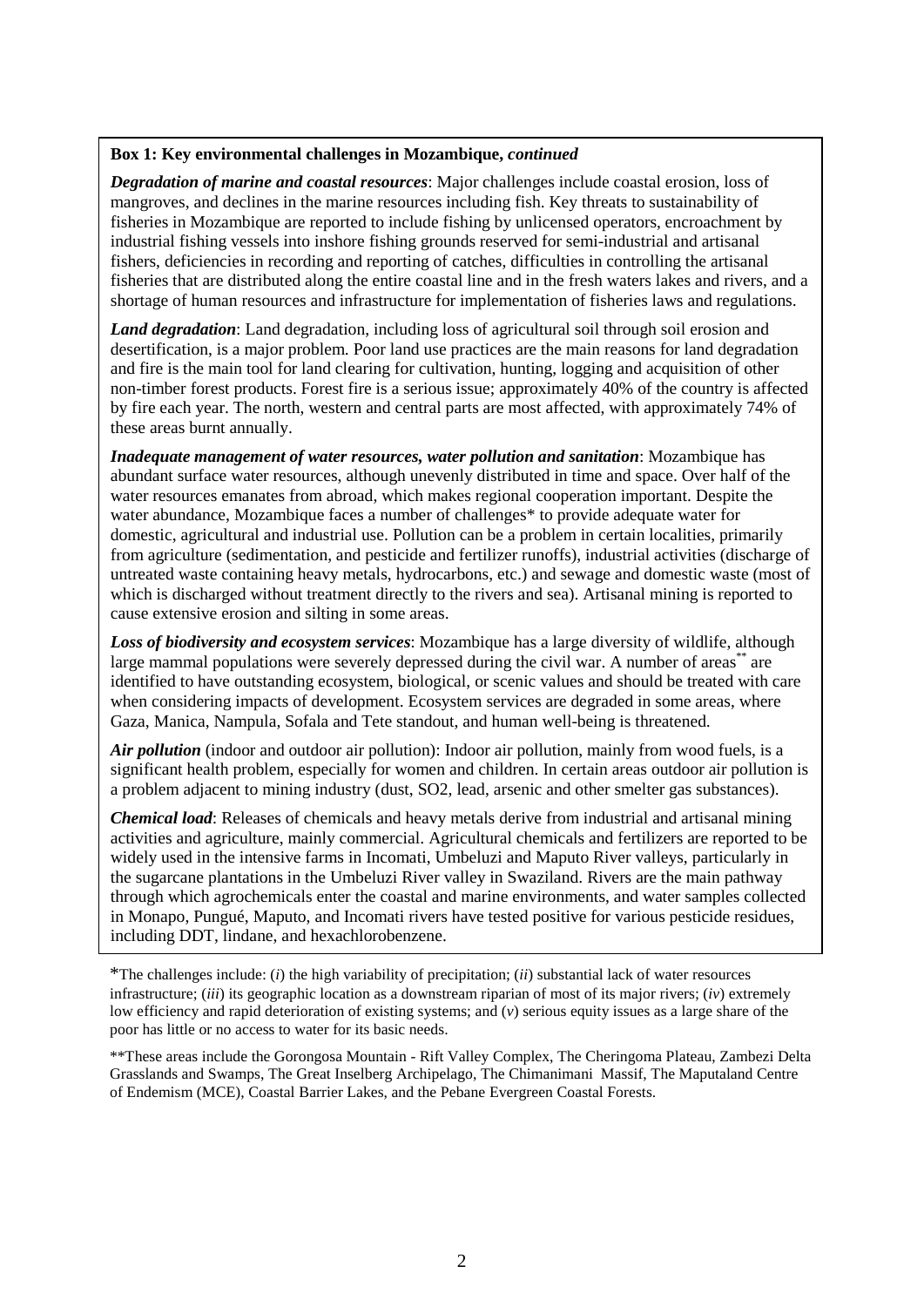**Box 1: Key environmental challenges in Mozambique, *continued***

***Degradation of marine and coastal resources***: Major challenges include coastal erosion, loss of mangroves, and declines in the marine resources including fish. Key threats to sustainability of fisheries in Mozambique are reported to include fishing by unlicensed operators, encroachment by industrial fishing vessels into inshore fishing grounds reserved for semi-industrial and artisanal fishers, deficiencies in recording and reporting of catches, difficulties in controlling the artisanal fisheries that are distributed along the entire coastal line and in the fresh waters lakes and rivers, and a shortage of human resources and infrastructure for implementation of fisheries laws and regulations.

***Land degradation***: Land degradation, including loss of agricultural soil through soil erosion and desertification, is a major problem. Poor land use practices are the main reasons for land degradation and fire is the main tool for land clearing for cultivation, hunting, logging and acquisition of other non-timber forest products. Forest fire is a serious issue; approximately 40% of the country is affected by fire each year. The north, western and central parts are most affected, with approximately 74% of these areas burnt annually.

***Inadequate management of water resources, water pollution and sanitation***: Mozambique has abundant surface water resources, although unevenly distributed in time and space. Over half of the water resources emanates from abroad, which makes regional cooperation important. Despite the water abundance, Mozambique faces a number of challenges* to provide adequate water for domestic, agricultural and industrial use. Pollution can be a problem in certain localities, primarily from agriculture (sedimentation, and pesticide and fertilizer runoffs), industrial activities (discharge of untreated waste containing heavy metals, hydrocarbons, etc.) and sewage and domestic waste (most of which is discharged without treatment directly to the rivers and sea). Artisanal mining is reported to cause extensive erosion and silting in some areas.

***Loss of biodiversity and ecosystem services***: Mozambique has a large diversity of wildlife, although large mammal populations were severely depressed during the civil war. A number of areas** are identified to have outstanding ecosystem, biological, or scenic values and should be treated with care when considering impacts of development. Ecosystem services are degraded in some areas, where Gaza, Manica, Nampula, Sofala and Tete standout, and human well-being is threatened.

***Air pollution*** (indoor and outdoor air pollution): Indoor air pollution, mainly from wood fuels, is a significant health problem, especially for women and children. In certain areas outdoor air pollution is a problem adjacent to mining industry (dust, $SO_2$, lead, arsenic and other smelter gas substances).

***Chemical load***: Releases of chemicals and heavy metals derive from industrial and artisanal mining activities and agriculture, mainly commercial. Agricultural chemicals and fertilizers are reported to be widely used in the intensive farms in Incomati, Umbeluzi and Maputo River valleys, particularly in the sugarcane plantations in the Umbeluzi River valley in Swaziland. Rivers are the main pathway through which agrochemicals enter the coastal and marine environments, and water samples collected in Monapo, Pungué, Maputo, and Incomati rivers have tested positive for various pesticide residues, including DDT, lindane, and hexachlorobenzene.

*The challenges include: (*i*) the high variability of precipitation; (*ii*) substantial lack of water resources infrastructure; (*iii*) its geographic location as a downstream riparian of most of its major rivers; (*iv*) extremely low efficiency and rapid deterioration of existing systems; and (*v*) serious equity issues as a large share of the poor has little or no access to water for its basic needs.

**These areas include the Gorongosa Mountain - Rift Valley Complex, The Cheringoma Plateau, Zambezi Delta Grasslands and Swamps, The Great Inselberg Archipelago, The Chimanimani Massif, The Maputaland Centre of Endemism (MCE), Coastal Barrier Lakes, and the Pebane Evergreen Coastal Forests.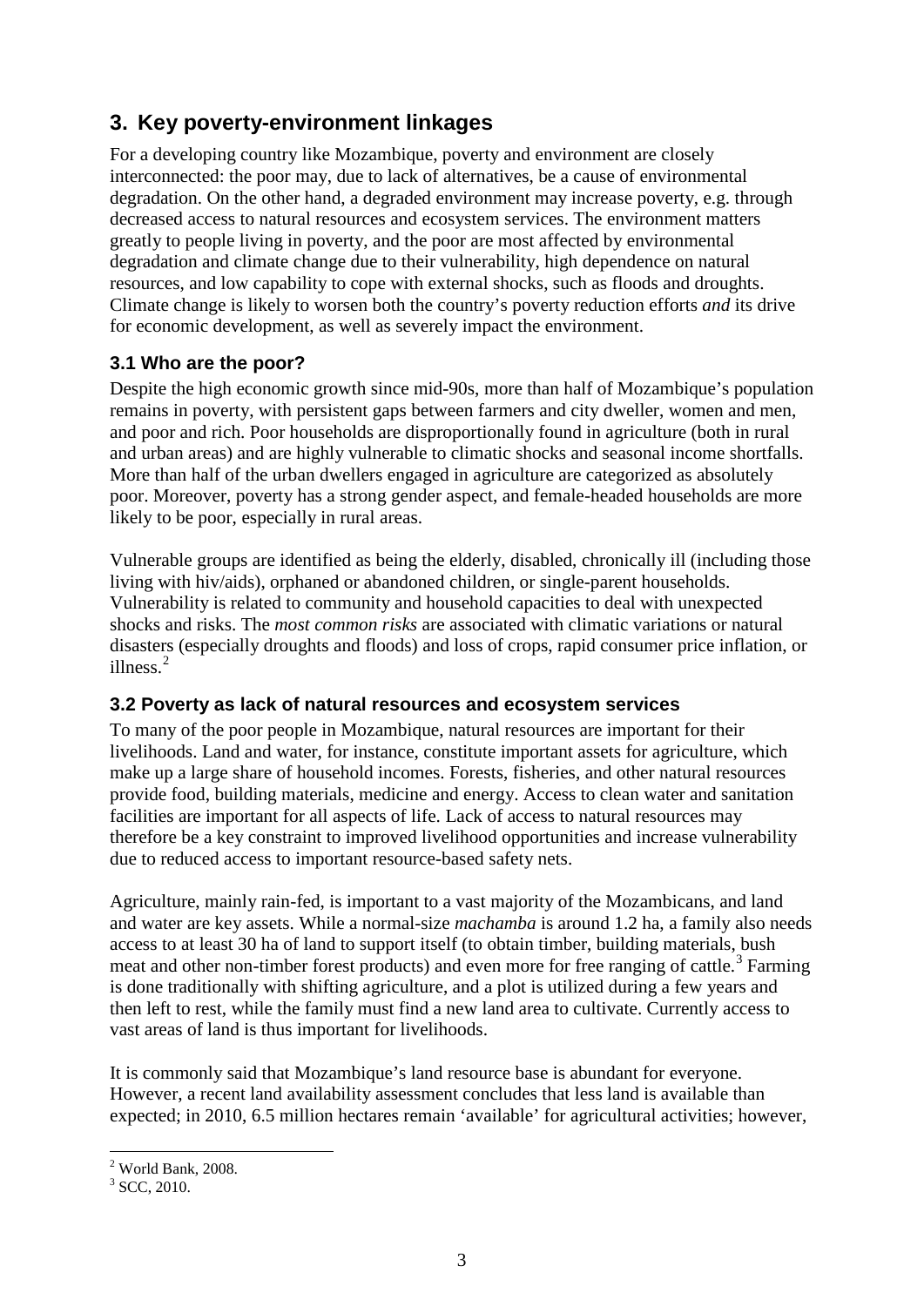## 3. Key poverty-environment linkages

For a developing country like Mozambique, poverty and environment are closely interconnected: the poor may, due to lack of alternatives, be a cause of environmental degradation. On the other hand, a degraded environment may increase poverty, e.g. through decreased access to natural resources and ecosystem services. The environment matters greatly to people living in poverty, and the poor are most affected by environmental degradation and climate change due to their vulnerability, high dependence on natural resources, and low capability to cope with external shocks, such as floods and droughts. Climate change is likely to worsen both the country's poverty reduction efforts *and* its drive for economic development, as well as severely impact the environment.

### 3.1 Who are the poor?

Despite the high economic growth since mid-90s, more than half of Mozambique's population remains in poverty, with persistent gaps between farmers and city dweller, women and men, and poor and rich. Poor households are disproportionally found in agriculture (both in rural and urban areas) and are highly vulnerable to climatic shocks and seasonal income shortfalls. More than half of the urban dwellers engaged in agriculture are categorized as absolutely poor. Moreover, poverty has a strong gender aspect, and female-headed households are more likely to be poor, especially in rural areas.

Vulnerable groups are identified as being the elderly, disabled, chronically ill (including those living with hiv/aids), orphaned or abandoned children, or single-parent households. Vulnerability is related to community and household capacities to deal with unexpected shocks and risks. The *most common risks* are associated with climatic variations or natural disasters (especially droughts and floods) and loss of crops, rapid consumer price inflation, or illness.[2]

### 3.2 Poverty as lack of natural resources and ecosystem services

To many of the poor people in Mozambique, natural resources are important for their livelihoods. Land and water, for instance, constitute important assets for agriculture, which make up a large share of household incomes. Forests, fisheries, and other natural resources provide food, building materials, medicine and energy. Access to clean water and sanitation facilities are important for all aspects of life. Lack of access to natural resources may therefore be a key constraint to improved livelihood opportunities and increase vulnerability due to reduced access to important resource-based safety nets.

Agriculture, mainly rain-fed, is important to a vast majority of the Mozambicans, and land and water are key assets. While a normal-size *machamba* is around 1.2 ha, a family also needs access to at least 30 ha of land to support itself (to obtain timber, building materials, bush meat and other non-timber forest products) and even more for free ranging of cattle.[3] Farming is done traditionally with shifting agriculture, and a plot is utilized during a few years and then left to rest, while the family must find a new land area to cultivate. Currently access to vast areas of land is thus important for livelihoods.

It is commonly said that Mozambique's land resource base is abundant for everyone. However, a recent land availability assessment concludes that less land is available than expected; in 2010, 6.5 million hectares remain 'available' for agricultural activities; however,

---

[2] World Bank, 2008.

[3] SCC, 2010.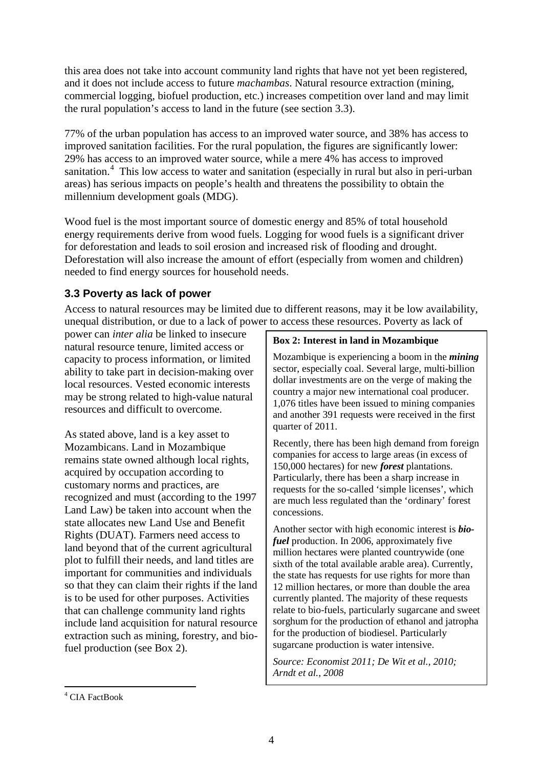this area does not take into account community land rights that have not yet been registered, and it does not include access to future *machambas*. Natural resource extraction (mining, commercial logging, biofuel production, etc.) increases competition over land and may limit the rural population's access to land in the future (see section 3.3).

77% of the urban population has access to an improved water source, and 38% has access to improved sanitation facilities. For the rural population, the figures are significantly lower: 29% has access to an improved water source, while a mere 4% has access to improved sanitation.[4] This low access to water and sanitation (especially in rural but also in peri-urban areas) has serious impacts on people's health and threatens the possibility to obtain the millennium development goals (MDG).

Wood fuel is the most important source of domestic energy and 85% of total household energy requirements derive from wood fuels. Logging for wood fuels is a significant driver for deforestation and leads to soil erosion and increased risk of flooding and drought. Deforestation will also increase the amount of effort (especially from women and children) needed to find energy sources for household needs.

### 3.3 Poverty as lack of power

Access to natural resources may be limited due to different reasons, may it be low availability, unequal distribution, or due to a lack of power to access these resources. Poverty as lack of power can *inter alia* be linked to insecure natural resource tenure, limited access or capacity to process information, or limited ability to take part in decision-making over local resources. Vested economic interests may be strong related to high-value natural resources and difficult to overcome.

As stated above, land is a key asset to Mozambicans. Land in Mozambique remains state owned although local rights, acquired by occupation according to customary norms and practices, are recognized and must (according to the 1997 Land Law) be taken into account when the state allocates new Land Use and Benefit Rights (DUAT). Farmers need access to land beyond that of the current agricultural plot to fulfill their needs, and land titles are important for communities and individuals so that they can claim their rights if the land is to be used for other purposes. Activities that can challenge community land rights include land acquisition for natural resource extraction such as mining, forestry, and bio-fuel production (see Box 2).

**Box 2: Interest in land in Mozambique**

Mozambique is experiencing a boom in the ***mining*** sector, especially coal. Several large, multi-billion dollar investments are on the verge of making the country a major new international coal producer. 1,076 titles have been issued to mining companies and another 391 requests were received in the first quarter of 2011.

Recently, there has been high demand from foreign companies for access to large areas (in excess of 150,000 hectares) for new ***forest*** plantations. Particularly, there has been a sharp increase in requests for the so-called 'simple licenses', which are much less regulated than the 'ordinary' forest concessions.

Another sector with high economic interest is ***bio-fuel*** production. In 2006, approximately five million hectares were planted countrywide (one sixth of the total available arable area). Currently, the state has requests for use rights for more than 12 million hectares, or more than double the area currently planted. The majority of these requests relate to bio-fuels, particularly sugarcane and sweet sorghum for the production of ethanol and jatropha for the production of biodiesel. Particularly sugarcane production is water intensive.

*Source: Economist 2011; De Wit et al., 2010; Arndt et al., 2008*

[4] CIA FactBook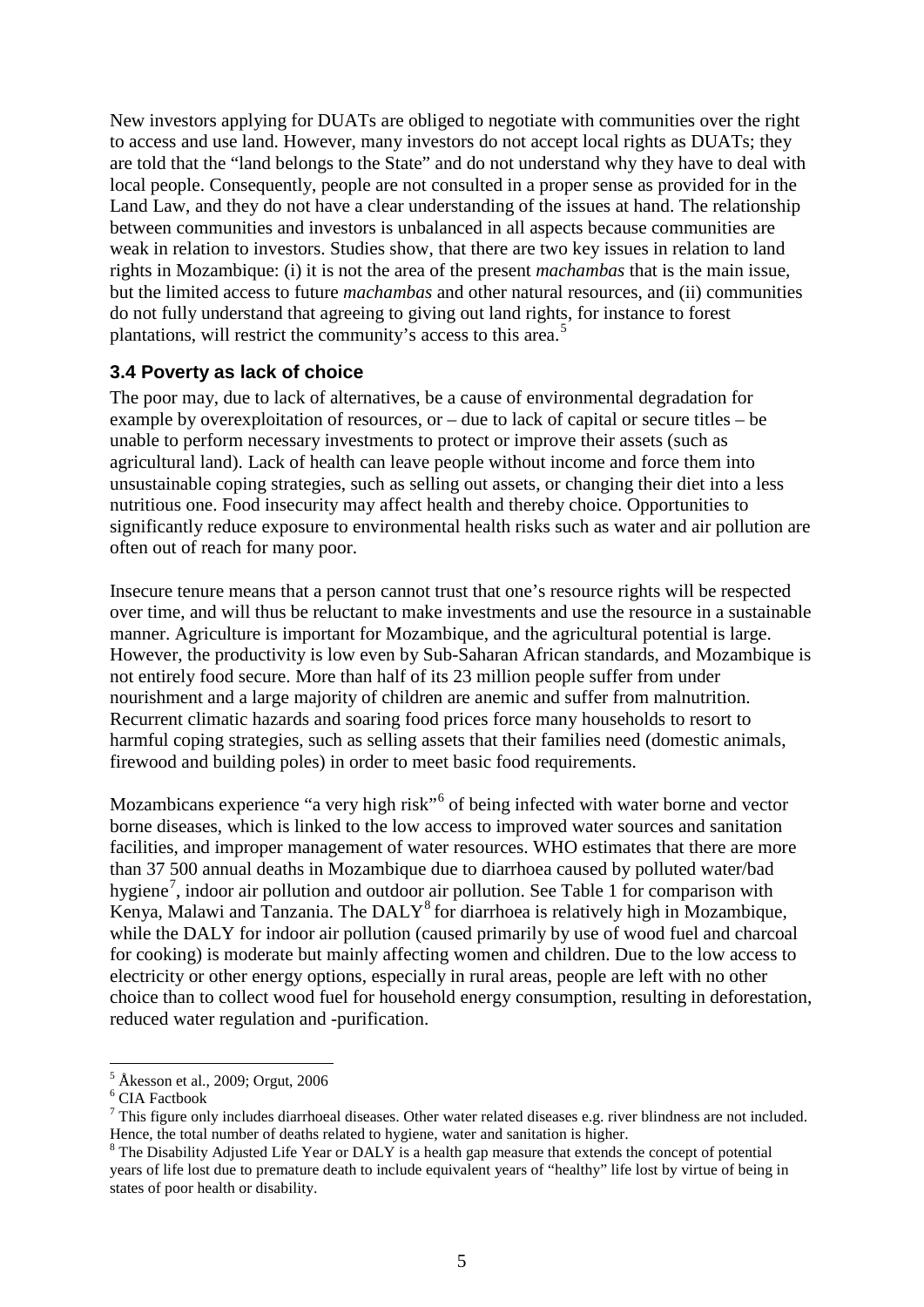New investors applying for DUATs are obliged to negotiate with communities over the right to access and use land. However, many investors do not accept local rights as DUATs; they are told that the "land belongs to the State" and do not understand why they have to deal with local people. Consequently, people are not consulted in a proper sense as provided for in the Land Law, and they do not have a clear understanding of the issues at hand. The relationship between communities and investors is unbalanced in all aspects because communities are weak in relation to investors. Studies show, that there are two key issues in relation to land rights in Mozambique: (i) it is not the area of the present *machambas* that is the main issue, but the limited access to future *machambas* and other natural resources, and (ii) communities do not fully understand that agreeing to giving out land rights, for instance to forest plantations, will restrict the community's access to this area.[5]

### 3.4 Poverty as lack of choice

The poor may, due to lack of alternatives, be a cause of environmental degradation for example by overexploitation of resources, or – due to lack of capital or secure titles – be unable to perform necessary investments to protect or improve their assets (such as agricultural land). Lack of health can leave people without income and force them into unsustainable coping strategies, such as selling out assets, or changing their diet into a less nutritious one. Food insecurity may affect health and thereby choice. Opportunities to significantly reduce exposure to environmental health risks such as water and air pollution are often out of reach for many poor.

Insecure tenure means that a person cannot trust that one's resource rights will be respected over time, and will thus be reluctant to make investments and use the resource in a sustainable manner. Agriculture is important for Mozambique, and the agricultural potential is large. However, the productivity is low even by Sub-Saharan African standards, and Mozambique is not entirely food secure. More than half of its 23 million people suffer from under nourishment and a large majority of children are anemic and suffer from malnutrition. Recurrent climatic hazards and soaring food prices force many households to resort to harmful coping strategies, such as selling assets that their families need (domestic animals, firewood and building poles) in order to meet basic food requirements.

Mozambicans experience "a very high risk"[6] of being infected with water borne and vector borne diseases, which is linked to the low access to improved water sources and sanitation facilities, and improper management of water resources. WHO estimates that there are more than 37 500 annual deaths in Mozambique due to diarrhoea caused by polluted water/bad hygiene[7], indoor air pollution and outdoor air pollution. See Table 1 for comparison with Kenya, Malawi and Tanzania. The DALY[8] for diarrhoea is relatively high in Mozambique, while the DALY for indoor air pollution (caused primarily by use of wood fuel and charcoal for cooking) is moderate but mainly affecting women and children. Due to the low access to electricity or other energy options, especially in rural areas, people are left with no other choice than to collect wood fuel for household energy consumption, resulting in deforestation, reduced water regulation and -purification.

---

[5] Åkesson et al., 2009; Orgut, 2006

[6] CIA Factbook

[7] This figure only includes diarrhoeal diseases. Other water related diseases e.g. river blindness are not included. Hence, the total number of deaths related to hygiene, water and sanitation is higher.

[8] The Disability Adjusted Life Year or DALY is a health gap measure that extends the concept of potential years of life lost due to premature death to include equivalent years of "healthy" life lost by virtue of being in states of poor health or disability.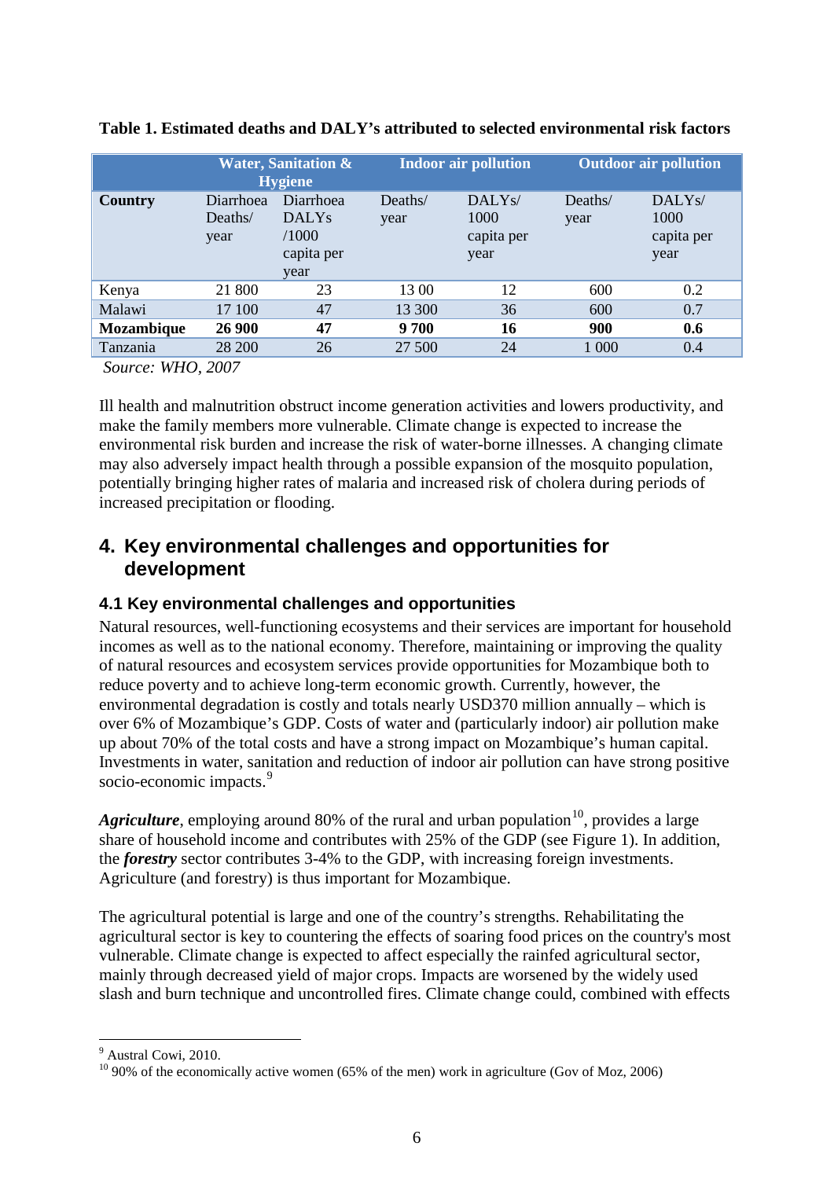**Table 1. Estimated deaths and DALY's attributed to selected environmental risk factors**

| | Water, Sanitation & Hygiene | | Indoor air pollution | | Outdoor air pollution | |
|---|---|---|---|---|---|---|
| **Country** | Diarrhoea Deaths/ year | Diarrhoea DALYs /1000 capita per year | Deaths/ year | DALYs/ 1000 capita per year | Deaths/ year | DALYs/ 1000 capita per year |
| Kenya | 21 800 | 23 | 13 00 | 12 | 600 | 0.2 |
| Malawi | 17 100 | 47 | 13 300 | 36 | 600 | 0.7 |
| **Mozambique** | **26 900** | **47** | **9 700** | **16** | **900** | **0.6** |
| Tanzania | 28 200 | 26 | 27 500 | 24 | 1 000 | 0.4 |

*Source: WHO, 2007*

Ill health and malnutrition obstruct income generation activities and lowers productivity, and make the family members more vulnerable. Climate change is expected to increase the environmental risk burden and increase the risk of water-borne illnesses. A changing climate may also adversely impact health through a possible expansion of the mosquito population, potentially bringing higher rates of malaria and increased risk of cholera during periods of increased precipitation or flooding.

## 4. Key environmental challenges and opportunities for development

### 4.1 Key environmental challenges and opportunities

Natural resources, well-functioning ecosystems and their services are important for household incomes as well as to the national economy. Therefore, maintaining or improving the quality of natural resources and ecosystem services provide opportunities for Mozambique both to reduce poverty and to achieve long-term economic growth. Currently, however, the environmental degradation is costly and totals nearly USD370 million annually – which is over 6% of Mozambique's GDP. Costs of water and (particularly indoor) air pollution make up about 70% of the total costs and have a strong impact on Mozambique's human capital. Investments in water, sanitation and reduction of indoor air pollution can have strong positive socio-economic impacts.[9]

***Agriculture***, employing around 80% of the rural and urban population[10], provides a large share of household income and contributes with 25% of the GDP (see Figure 1). In addition, the ***forestry*** sector contributes 3-4% to the GDP, with increasing foreign investments. Agriculture (and forestry) is thus important for Mozambique.

The agricultural potential is large and one of the country's strengths. Rehabilitating the agricultural sector is key to countering the effects of soaring food prices on the country's most vulnerable. Climate change is expected to affect especially the rainfed agricultural sector, mainly through decreased yield of major crops. Impacts are worsened by the widely used slash and burn technique and uncontrolled fires. Climate change could, combined with effects

[9] Austral Cowi, 2010.

[10] 90% of the economically active women (65% of the men) work in agriculture (Gov of Moz, 2006)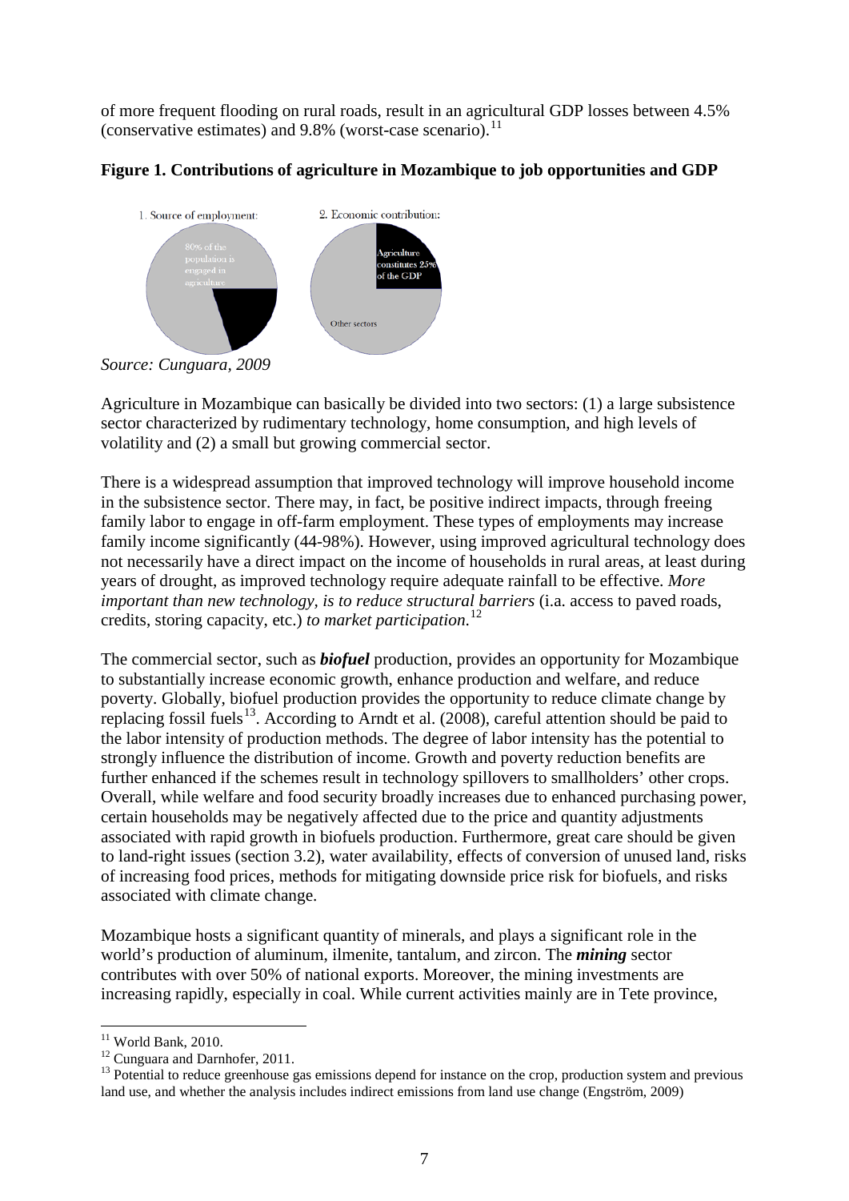of more frequent flooding on rural roads, result in an agricultural GDP losses between 4.5% (conservative estimates) and 9.8% (worst-case scenario).[11]

**Figure 1. Contributions of agriculture in Mozambique to job opportunities and GDP**

1. Source of employment:

80% of the population is engaged in agriculture

2. Economic contribution:

Agriculture constitutes 25% of the GDP

Other sectors

*Source: Cunguara, 2009*

Agriculture in Mozambique can basically be divided into two sectors: (1) a large subsistence sector characterized by rudimentary technology, home consumption, and high levels of volatility and (2) a small but growing commercial sector.

There is a widespread assumption that improved technology will improve household income in the subsistence sector. There may, in fact, be positive indirect impacts, through freeing family labor to engage in off-farm employment. These types of employments may increase family income significantly (44-98%). However, using improved agricultural technology does not necessarily have a direct impact on the income of households in rural areas, at least during years of drought, as improved technology require adequate rainfall to be effective. *More important than new technology, is to reduce structural barriers* (i.a. access to paved roads, credits, storing capacity, etc.) *to market participation*.[12]

The commercial sector, such as ***biofuel*** production, provides an opportunity for Mozambique to substantially increase economic growth, enhance production and welfare, and reduce poverty. Globally, biofuel production provides the opportunity to reduce climate change by replacing fossil fuels[13]. According to Arndt et al. (2008), careful attention should be paid to the labor intensity of production methods. The degree of labor intensity has the potential to strongly influence the distribution of income. Growth and poverty reduction benefits are further enhanced if the schemes result in technology spillovers to smallholders' other crops. Overall, while welfare and food security broadly increases due to enhanced purchasing power, certain households may be negatively affected due to the price and quantity adjustments associated with rapid growth in biofuels production. Furthermore, great care should be given to land-right issues (section 3.2), water availability, effects of conversion of unused land, risks of increasing food prices, methods for mitigating downside price risk for biofuels, and risks associated with climate change.

Mozambique hosts a significant quantity of minerals, and plays a significant role in the world's production of aluminum, ilmenite, tantalum, and zircon. The ***mining*** sector contributes with over 50% of national exports. Moreover, the mining investments are increasing rapidly, especially in coal. While current activities mainly are in Tete province,

[11] World Bank, 2010.

[12] Cunguara and Darnhofer, 2011.

[13] Potential to reduce greenhouse gas emissions depend for instance on the crop, production system and previous land use, and whether the analysis includes indirect emissions from land use change (Engström, 2009)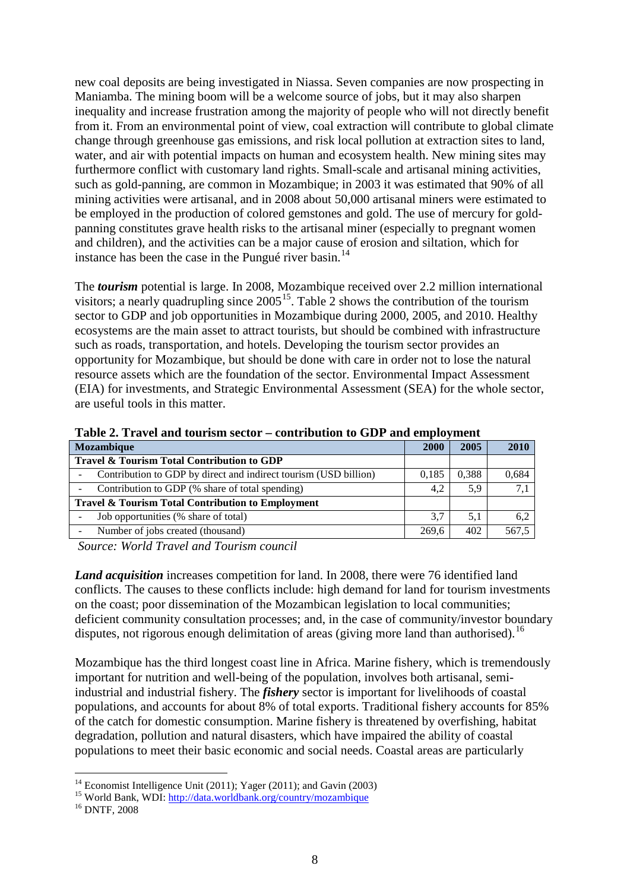new coal deposits are being investigated in Niassa. Seven companies are now prospecting in Maniamba. The mining boom will be a welcome source of jobs, but it may also sharpen inequality and increase frustration among the majority of people who will not directly benefit from it. From an environmental point of view, coal extraction will contribute to global climate change through greenhouse gas emissions, and risk local pollution at extraction sites to land, water, and air with potential impacts on human and ecosystem health. New mining sites may furthermore conflict with customary land rights. Small-scale and artisanal mining activities, such as gold-panning, are common in Mozambique; in 2003 it was estimated that 90% of all mining activities were artisanal, and in 2008 about 50,000 artisanal miners were estimated to be employed in the production of colored gemstones and gold. The use of mercury for gold-panning constitutes grave health risks to the artisanal miner (especially to pregnant women and children), and the activities can be a major cause of erosion and siltation, which for instance has been the case in the Pungué river basin.[14]

The ***tourism*** potential is large. In 2008, Mozambique received over 2.2 million international visitors; a nearly quadrupling since 2005[15]. Table 2 shows the contribution of the tourism sector to GDP and job opportunities in Mozambique during 2000, 2005, and 2010. Healthy ecosystems are the main asset to attract tourists, but should be combined with infrastructure such as roads, transportation, and hotels. Developing the tourism sector provides an opportunity for Mozambique, but should be done with care in order not to lose the natural resource assets which are the foundation of the sector. Environmental Impact Assessment (EIA) for investments, and Strategic Environmental Assessment (SEA) for the whole sector, are useful tools in this matter.

**Table 2. Travel and tourism sector – contribution to GDP and employment**

| Mozambique | 2000 | 2005 | 2010 |
|---|---|---|---|
| **Travel & Tourism Total Contribution to GDP** | | | |
| - Contribution to GDP by direct and indirect tourism (USD billion) | 0,185 | 0,388 | 0,684 |
| - Contribution to GDP (% share of total spending) | 4,2 | 5,9 | 7,1 |
| **Travel & Tourism Total Contribution to Employment** | | | |
| - Job opportunities (% share of total) | 3,7 | 5,1 | 6,2 |
| - Number of jobs created (thousand) | 269,6 | 402 | 567,5 |

*Source: World Travel and Tourism council*

***Land acquisition*** increases competition for land. In 2008, there were 76 identified land conflicts. The causes to these conflicts include: high demand for land for tourism investments on the coast; poor dissemination of the Mozambican legislation to local communities; deficient community consultation processes; and, in the case of community/investor boundary disputes, not rigorous enough delimitation of areas (giving more land than authorised).[16]

Mozambique has the third longest coast line in Africa. Marine fishery, which is tremendously important for nutrition and well-being of the population, involves both artisanal, semi-industrial and industrial fishery. The ***fishery*** sector is important for livelihoods of coastal populations, and accounts for about 8% of total exports. Traditional fishery accounts for 85% of the catch for domestic consumption. Marine fishery is threatened by overfishing, habitat degradation, pollution and natural disasters, which have impaired the ability of coastal populations to meet their basic economic and social needs. Coastal areas are particularly

---

[14] Economist Intelligence Unit (2011); Yager (2011); and Gavin (2003)

[15] World Bank, WDI: http://data.worldbank.org/country/mozambique

[16] DNTF, 2008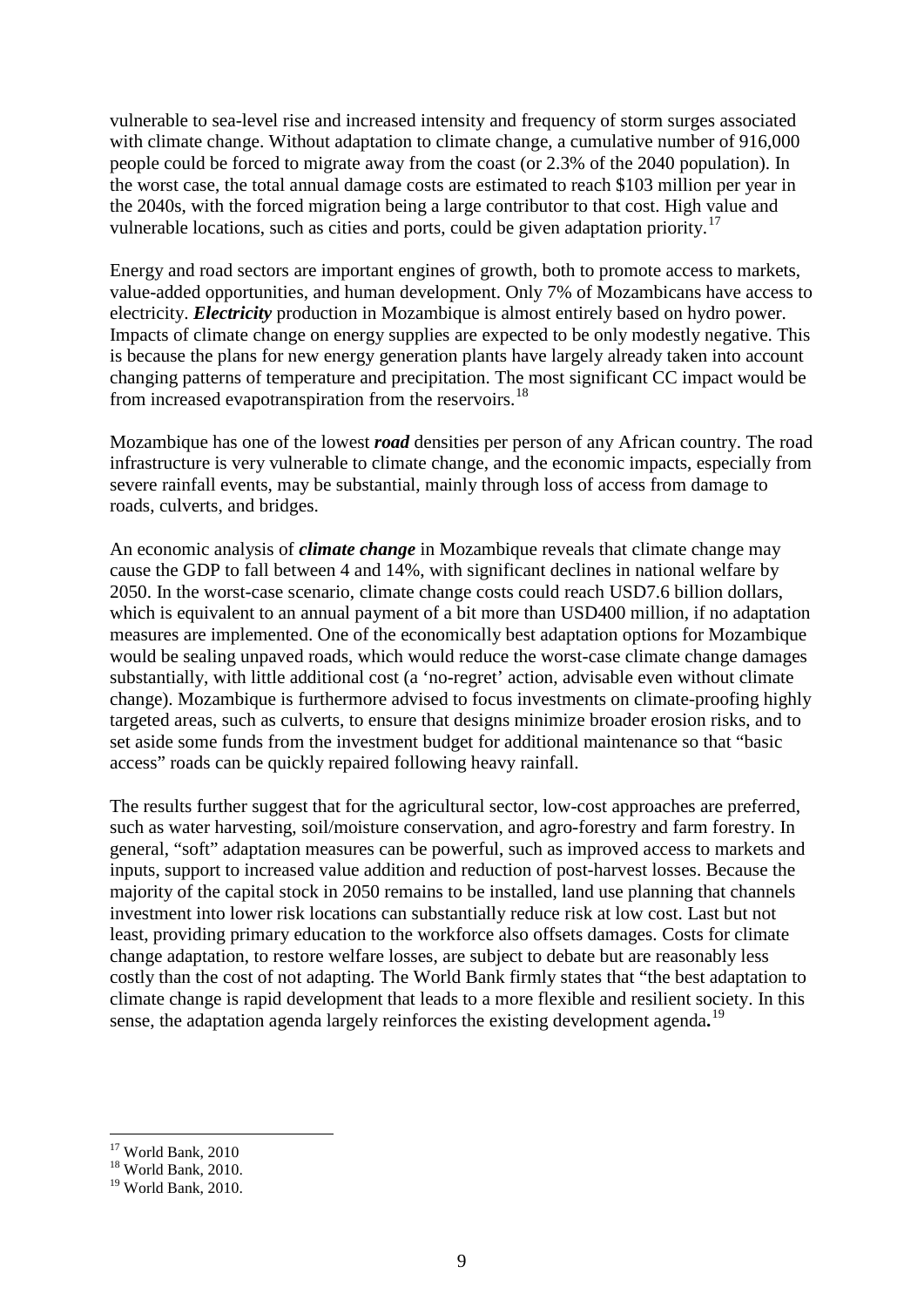vulnerable to sea-level rise and increased intensity and frequency of storm surges associated with climate change. Without adaptation to climate change, a cumulative number of 916,000 people could be forced to migrate away from the coast (or 2.3% of the 2040 population). In the worst case, the total annual damage costs are estimated to reach $103 million per year in the 2040s, with the forced migration being a large contributor to that cost. High value and vulnerable locations, such as cities and ports, could be given adaptation priority.[17]

Energy and road sectors are important engines of growth, both to promote access to markets, value-added opportunities, and human development. Only 7% of Mozambicans have access to electricity. ***Electricity*** production in Mozambique is almost entirely based on hydro power. Impacts of climate change on energy supplies are expected to be only modestly negative. This is because the plans for new energy generation plants have largely already taken into account changing patterns of temperature and precipitation. The most significant CC impact would be from increased evapotranspiration from the reservoirs.[18]

Mozambique has one of the lowest ***road*** densities per person of any African country. The road infrastructure is very vulnerable to climate change, and the economic impacts, especially from severe rainfall events, may be substantial, mainly through loss of access from damage to roads, culverts, and bridges.

An economic analysis of ***climate change*** in Mozambique reveals that climate change may cause the GDP to fall between 4 and 14%, with significant declines in national welfare by 2050. In the worst-case scenario, climate change costs could reach USD7.6 billion dollars, which is equivalent to an annual payment of a bit more than USD400 million, if no adaptation measures are implemented. One of the economically best adaptation options for Mozambique would be sealing unpaved roads, which would reduce the worst-case climate change damages substantially, with little additional cost (a 'no-regret' action, advisable even without climate change). Mozambique is furthermore advised to focus investments on climate-proofing highly targeted areas, such as culverts, to ensure that designs minimize broader erosion risks, and to set aside some funds from the investment budget for additional maintenance so that "basic access" roads can be quickly repaired following heavy rainfall.

The results further suggest that for the agricultural sector, low-cost approaches are preferred, such as water harvesting, soil/moisture conservation, and agro-forestry and farm forestry. In general, "soft" adaptation measures can be powerful, such as improved access to markets and inputs, support to increased value addition and reduction of post-harvest losses. Because the majority of the capital stock in 2050 remains to be installed, land use planning that channels investment into lower risk locations can substantially reduce risk at low cost. Last but not least, providing primary education to the workforce also offsets damages. Costs for climate change adaptation, to restore welfare losses, are subject to debate but are reasonably less costly than the cost of not adapting. The World Bank firmly states that "the best adaptation to climate change is rapid development that leads to a more flexible and resilient society. In this sense, the adaptation agenda largely reinforces the existing development agenda**.**[19]

[17] World Bank, 2010

[18] World Bank, 2010.

[19] World Bank, 2010.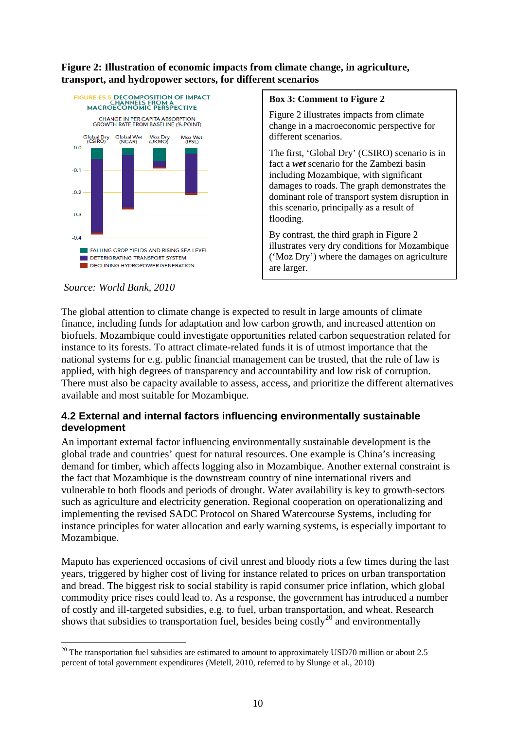**Figure 2: Illustration of economic impacts from climate change, in agriculture, transport, and hydropower sectors, for different scenarios**

FIGURE ES.5 DECOMPOSITION OF IMPACT CHANNELS FROM A MACROECONOMIC PERSPECTIVE

CHANGE IN PER CAPITA ABSORPTION GROWTH RATE FROM BASELINE (%-POINT)

Global Dry (CSIRO)
Global Wet (NCAR)
Moz Dry (UKMO)
Moz Wet (IPSL)

0.0
-0.1
-0.2
-0.3
-0.4

FALLING CROP YIELDS AND RISING SEA LEVEL
DETERIORATING TRANSPORT SYSTEM
DECLINING HYDROPOWER GENERATION

*Source: World Bank, 2010*

> **Box 3: Comment to Figure 2**
>
> Figure 2 illustrates impacts from climate change in a macroeconomic perspective for different scenarios.
>
> The first, 'Global Dry' (CSIRO) scenario is in fact a ***wet*** scenario for the Zambezi basin including Mozambique, with significant damages to roads. The graph demonstrates the dominant role of transport system disruption in this scenario, principally as a result of flooding.
>
> By contrast, the third graph in Figure 2 illustrates very dry conditions for Mozambique ('Moz Dry') where the damages on agriculture are larger.

The global attention to climate change is expected to result in large amounts of climate finance, including funds for adaptation and low carbon growth, and increased attention on biofuels. Mozambique could investigate opportunities related carbon sequestration related for instance to its forests. To attract climate-related funds it is of utmost importance that the national systems for e.g. public financial management can be trusted, that the rule of law is applied, with high degrees of transparency and accountability and low risk of corruption. There must also be capacity available to assess, access, and prioritize the different alternatives available and most suitable for Mozambique.

### 4.2 External and internal factors influencing environmentally sustainable development

An important external factor influencing environmentally sustainable development is the global trade and countries' quest for natural resources. One example is China's increasing demand for timber, which affects logging also in Mozambique. Another external constraint is the fact that Mozambique is the downstream country of nine international rivers and vulnerable to both floods and periods of drought. Water availability is key to growth-sectors such as agriculture and electricity generation. Regional cooperation on operationalizing and implementing the revised SADC Protocol on Shared Watercourse Systems, including for instance principles for water allocation and early warning systems, is especially important to Mozambique.

Maputo has experienced occasions of civil unrest and bloody riots a few times during the last years, triggered by higher cost of living for instance related to prices on urban transportation and bread. The biggest risk to social stability is rapid consumer price inflation, which global commodity price rises could lead to. As a response, the government has introduced a number of costly and ill-targeted subsidies, e.g. to fuel, urban transportation, and wheat. Research shows that subsidies to transportation fuel, besides being costly[20] and environmentally

---

[20] The transportation fuel subsidies are estimated to amount to approximately USD70 million or about 2.5 percent of total government expenditures (Metell, 2010, referred to by Slunge et al., 2010)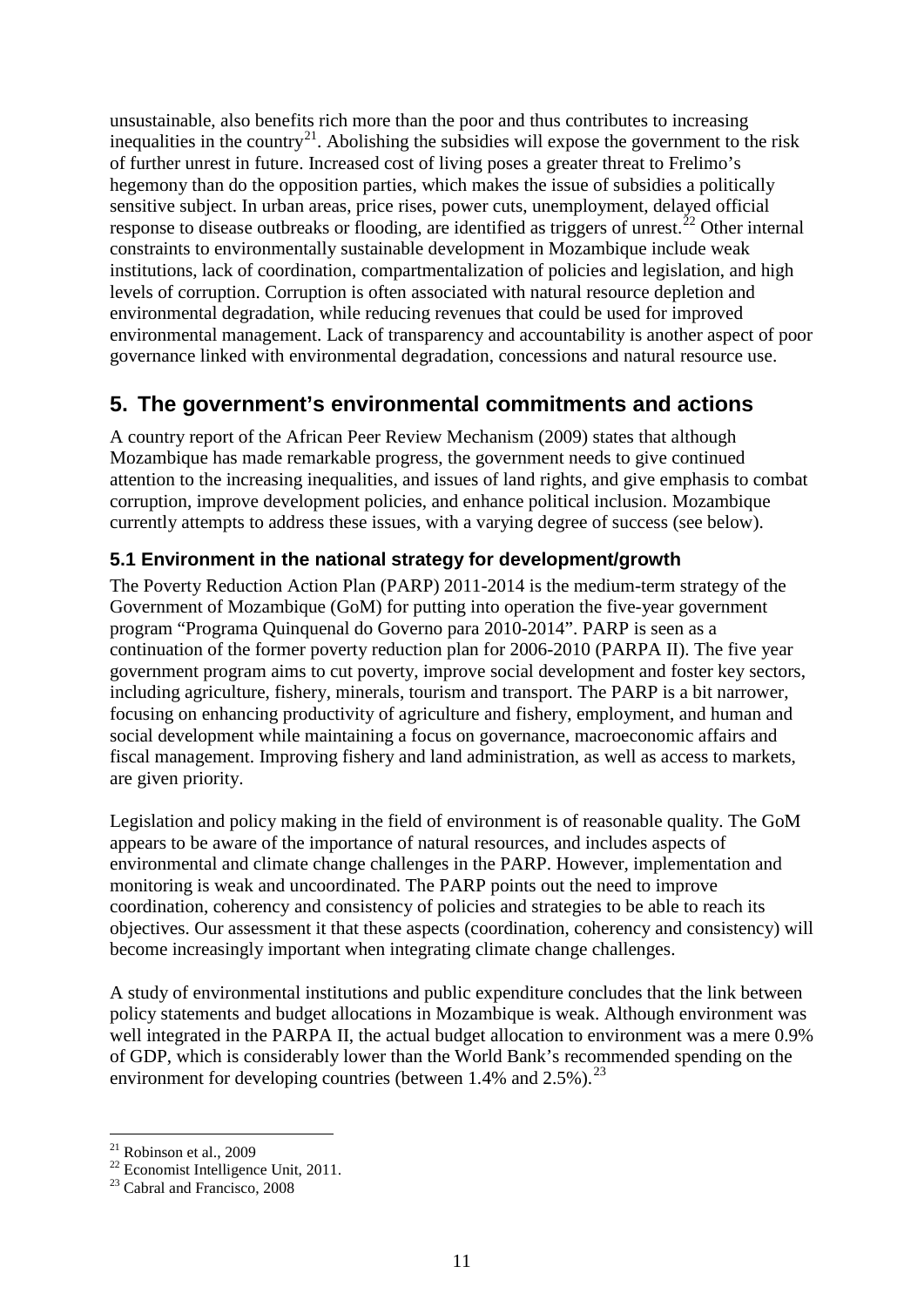unsustainable, also benefits rich more than the poor and thus contributes to increasing inequalities in the country[21]. Abolishing the subsidies will expose the government to the risk of further unrest in future. Increased cost of living poses a greater threat to Frelimo's hegemony than do the opposition parties, which makes the issue of subsidies a politically sensitive subject. In urban areas, price rises, power cuts, unemployment, delayed official response to disease outbreaks or flooding, are identified as triggers of unrest.[22] Other internal constraints to environmentally sustainable development in Mozambique include weak institutions, lack of coordination, compartmentalization of policies and legislation, and high levels of corruption. Corruption is often associated with natural resource depletion and environmental degradation, while reducing revenues that could be used for improved environmental management. Lack of transparency and accountability is another aspect of poor governance linked with environmental degradation, concessions and natural resource use.

## 5. The government's environmental commitments and actions

A country report of the African Peer Review Mechanism (2009) states that although Mozambique has made remarkable progress, the government needs to give continued attention to the increasing inequalities, and issues of land rights, and give emphasis to combat corruption, improve development policies, and enhance political inclusion. Mozambique currently attempts to address these issues, with a varying degree of success (see below).

### 5.1 Environment in the national strategy for development/growth

The Poverty Reduction Action Plan (PARP) 2011-2014 is the medium-term strategy of the Government of Mozambique (GoM) for putting into operation the five-year government program "Programa Quinquenal do Governo para 2010-2014". PARP is seen as a continuation of the former poverty reduction plan for 2006-2010 (PARPA II). The five year government program aims to cut poverty, improve social development and foster key sectors, including agriculture, fishery, minerals, tourism and transport. The PARP is a bit narrower, focusing on enhancing productivity of agriculture and fishery, employment, and human and social development while maintaining a focus on governance, macroeconomic affairs and fiscal management. Improving fishery and land administration, as well as access to markets, are given priority.

Legislation and policy making in the field of environment is of reasonable quality. The GoM appears to be aware of the importance of natural resources, and includes aspects of environmental and climate change challenges in the PARP. However, implementation and monitoring is weak and uncoordinated. The PARP points out the need to improve coordination, coherency and consistency of policies and strategies to be able to reach its objectives. Our assessment it that these aspects (coordination, coherency and consistency) will become increasingly important when integrating climate change challenges.

A study of environmental institutions and public expenditure concludes that the link between policy statements and budget allocations in Mozambique is weak. Although environment was well integrated in the PARPA II, the actual budget allocation to environment was a mere 0.9% of GDP, which is considerably lower than the World Bank's recommended spending on the environment for developing countries (between 1.4% and 2.5%).[23]

---

[21] Robinson et al., 2009

[22] Economist Intelligence Unit, 2011.

[23] Cabral and Francisco, 2008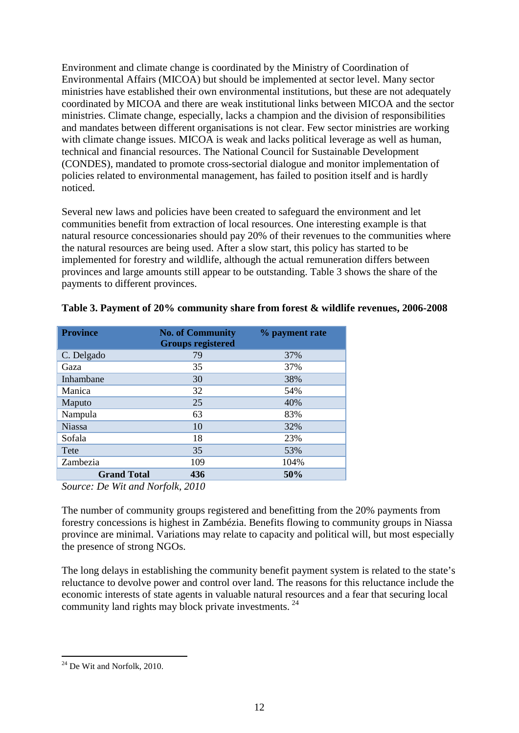Environment and climate change is coordinated by the Ministry of Coordination of Environmental Affairs (MICOA) but should be implemented at sector level. Many sector ministries have established their own environmental institutions, but these are not adequately coordinated by MICOA and there are weak institutional links between MICOA and the sector ministries. Climate change, especially, lacks a champion and the division of responsibilities and mandates between different organisations is not clear. Few sector ministries are working with climate change issues. MICOA is weak and lacks political leverage as well as human, technical and financial resources. The National Council for Sustainable Development (CONDES), mandated to promote cross-sectorial dialogue and monitor implementation of policies related to environmental management, has failed to position itself and is hardly noticed.

Several new laws and policies have been created to safeguard the environment and let communities benefit from extraction of local resources. One interesting example is that natural resource concessionaries should pay 20% of their revenues to the communities where the natural resources are being used. After a slow start, this policy has started to be implemented for forestry and wildlife, although the actual remuneration differs between provinces and large amounts still appear to be outstanding. Table 3 shows the share of the payments to different provinces.

**Table 3. Payment of 20% community share from forest & wildlife revenues, 2006-2008**

| Province | No. of Community Groups registered | % payment rate |
|---|---|---|
| C. Delgado | 79 | 37% |
| Gaza | 35 | 37% |
| Inhambane | 30 | 38% |
| Manica | 32 | 54% |
| Maputo | 25 | 40% |
| Nampula | 63 | 83% |
| Niassa | 10 | 32% |
| Sofala | 18 | 23% |
| Tete | 35 | 53% |
| Zambezia | 109 | 104% |
| **Grand Total** | **436** | **50%** |

*Source: De Wit and Norfolk, 2010*

The number of community groups registered and benefitting from the 20% payments from forestry concessions is highest in Zambézia. Benefits flowing to community groups in Niassa province are minimal. Variations may relate to capacity and political will, but most especially the presence of strong NGOs.

The long delays in establishing the community benefit payment system is related to the state's reluctance to devolve power and control over land. The reasons for this reluctance include the economic interests of state agents in valuable natural resources and a fear that securing local community land rights may block private investments. [24]

[24] De Wit and Norfolk, 2010.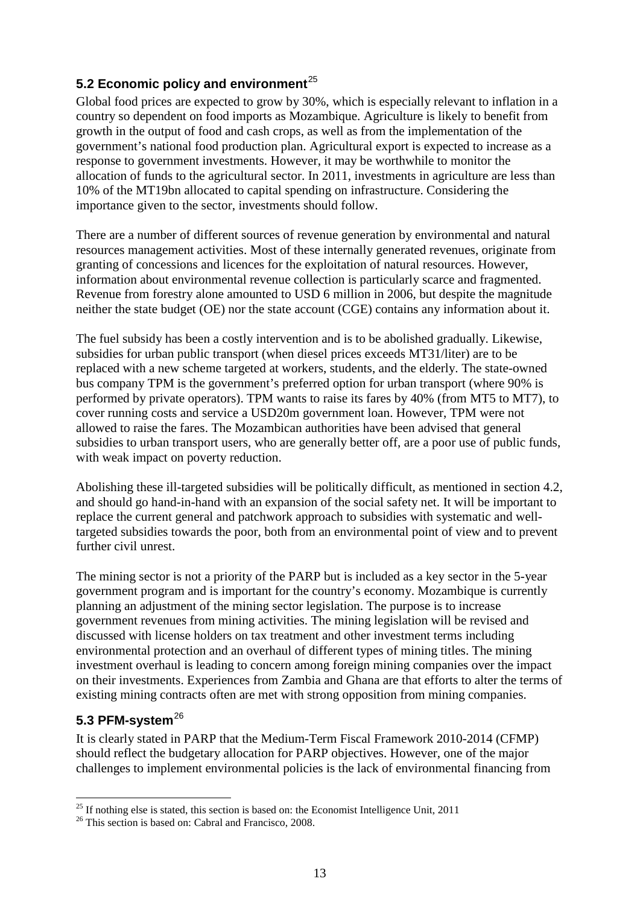## 5.2 Economic policy and environment[25]

Global food prices are expected to grow by 30%, which is especially relevant to inflation in a country so dependent on food imports as Mozambique. Agriculture is likely to benefit from growth in the output of food and cash crops, as well as from the implementation of the government's national food production plan. Agricultural export is expected to increase as a response to government investments. However, it may be worthwhile to monitor the allocation of funds to the agricultural sector. In 2011, investments in agriculture are less than 10% of the MT19bn allocated to capital spending on infrastructure. Considering the importance given to the sector, investments should follow.

There are a number of different sources of revenue generation by environmental and natural resources management activities. Most of these internally generated revenues, originate from granting of concessions and licences for the exploitation of natural resources. However, information about environmental revenue collection is particularly scarce and fragmented. Revenue from forestry alone amounted to USD 6 million in 2006, but despite the magnitude neither the state budget (OE) nor the state account (CGE) contains any information about it.

The fuel subsidy has been a costly intervention and is to be abolished gradually. Likewise, subsidies for urban public transport (when diesel prices exceeds MT31/liter) are to be replaced with a new scheme targeted at workers, students, and the elderly. The state-owned bus company TPM is the government's preferred option for urban transport (where 90% is performed by private operators). TPM wants to raise its fares by 40% (from MT5 to MT7), to cover running costs and service a USD20m government loan. However, TPM were not allowed to raise the fares. The Mozambican authorities have been advised that general subsidies to urban transport users, who are generally better off, are a poor use of public funds, with weak impact on poverty reduction.

Abolishing these ill-targeted subsidies will be politically difficult, as mentioned in section 4.2, and should go hand-in-hand with an expansion of the social safety net. It will be important to replace the current general and patchwork approach to subsidies with systematic and well-targeted subsidies towards the poor, both from an environmental point of view and to prevent further civil unrest.

The mining sector is not a priority of the PARP but is included as a key sector in the 5-year government program and is important for the country's economy. Mozambique is currently planning an adjustment of the mining sector legislation. The purpose is to increase government revenues from mining activities. The mining legislation will be revised and discussed with license holders on tax treatment and other investment terms including environmental protection and an overhaul of different types of mining titles. The mining investment overhaul is leading to concern among foreign mining companies over the impact on their investments. Experiences from Zambia and Ghana are that efforts to alter the terms of existing mining contracts often are met with strong opposition from mining companies.

## 5.3 PFM-system[26]

It is clearly stated in PARP that the Medium-Term Fiscal Framework 2010-2014 (CFMP) should reflect the budgetary allocation for PARP objectives. However, one of the major challenges to implement environmental policies is the lack of environmental financing from

---

[25] If nothing else is stated, this section is based on: the Economist Intelligence Unit, 2011

[26] This section is based on: Cabral and Francisco, 2008.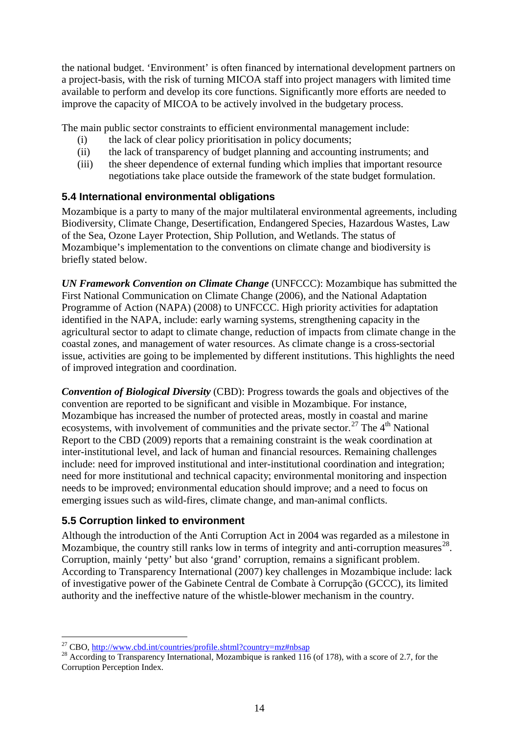the national budget. 'Environment' is often financed by international development partners on a project-basis, with the risk of turning MICOA staff into project managers with limited time available to perform and develop its core functions. Significantly more efforts are needed to improve the capacity of MICOA to be actively involved in the budgetary process.

The main public sector constraints to efficient environmental management include:

(i) the lack of clear policy prioritisation in policy documents;
(ii) the lack of transparency of budget planning and accounting instruments; and
(iii) the sheer dependence of external funding which implies that important resource negotiations take place outside the framework of the state budget formulation.

### 5.4 International environmental obligations

Mozambique is a party to many of the major multilateral environmental agreements, including Biodiversity, Climate Change, Desertification, Endangered Species, Hazardous Wastes, Law of the Sea, Ozone Layer Protection, Ship Pollution, and Wetlands. The status of Mozambique's implementation to the conventions on climate change and biodiversity is briefly stated below.

***UN Framework Convention on Climate Change*** (UNFCCC): Mozambique has submitted the First National Communication on Climate Change (2006), and the National Adaptation Programme of Action (NAPA) (2008) to UNFCCC. High priority activities for adaptation identified in the NAPA, include: early warning systems, strengthening capacity in the agricultural sector to adapt to climate change, reduction of impacts from climate change in the coastal zones, and management of water resources. As climate change is a cross-sectorial issue, activities are going to be implemented by different institutions. This highlights the need of improved integration and coordination.

***Convention of Biological Diversity*** (CBD): Progress towards the goals and objectives of the convention are reported to be significant and visible in Mozambique. For instance, Mozambique has increased the number of protected areas, mostly in coastal and marine ecosystems, with involvement of communities and the private sector.[27] The 4th National Report to the CBD (2009) reports that a remaining constraint is the weak coordination at inter-institutional level, and lack of human and financial resources. Remaining challenges include: need for improved institutional and inter-institutional coordination and integration; need for more institutional and technical capacity; environmental monitoring and inspection needs to be improved; environmental education should improve; and a need to focus on emerging issues such as wild-fires, climate change, and man-animal conflicts.

### 5.5 Corruption linked to environment

Although the introduction of the Anti Corruption Act in 2004 was regarded as a milestone in Mozambique, the country still ranks low in terms of integrity and anti-corruption measures[28]. Corruption, mainly 'petty' but also 'grand' corruption, remains a significant problem. According to Transparency International (2007) key challenges in Mozambique include: lack of investigative power of the Gabinete Central de Combate à Corrupção (GCCC), its limited authority and the ineffective nature of the whistle-blower mechanism in the country.

---

[27] CBO, http://www.cbd.int/countries/profile.shtml?country=mz#nbsap

[28] According to Transparency International, Mozambique is ranked 116 (of 178), with a score of 2.7, for the Corruption Perception Index.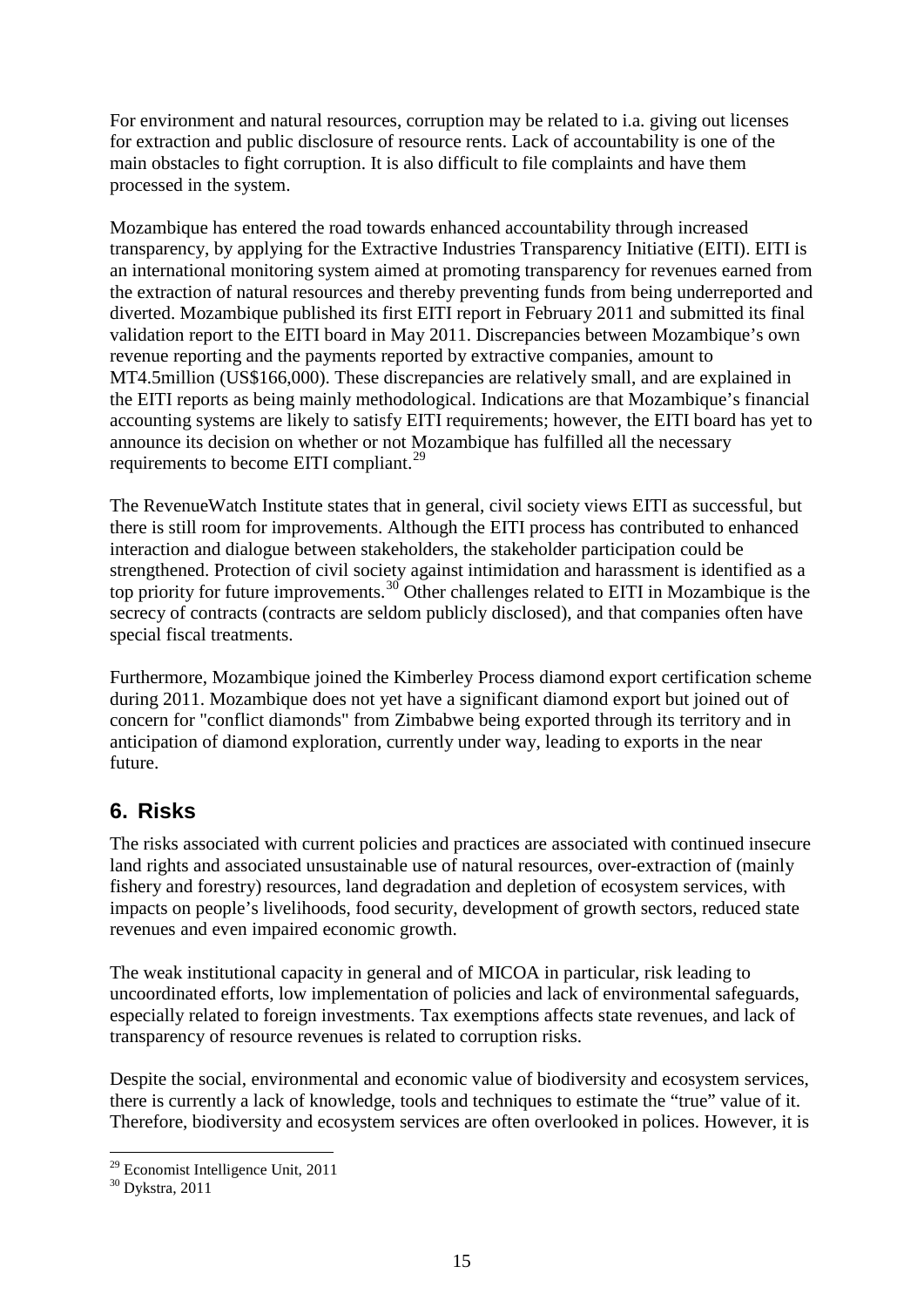For environment and natural resources, corruption may be related to i.a. giving out licenses for extraction and public disclosure of resource rents. Lack of accountability is one of the main obstacles to fight corruption. It is also difficult to file complaints and have them processed in the system.

Mozambique has entered the road towards enhanced accountability through increased transparency, by applying for the Extractive Industries Transparency Initiative (EITI). EITI is an international monitoring system aimed at promoting transparency for revenues earned from the extraction of natural resources and thereby preventing funds from being underreported and diverted. Mozambique published its first EITI report in February 2011 and submitted its final validation report to the EITI board in May 2011. Discrepancies between Mozambique's own revenue reporting and the payments reported by extractive companies, amount to MT4.5million (US$166,000). These discrepancies are relatively small, and are explained in the EITI reports as being mainly methodological. Indications are that Mozambique's financial accounting systems are likely to satisfy EITI requirements; however, the EITI board has yet to announce its decision on whether or not Mozambique has fulfilled all the necessary requirements to become EITI compliant.[29]

The RevenueWatch Institute states that in general, civil society views EITI as successful, but there is still room for improvements. Although the EITI process has contributed to enhanced interaction and dialogue between stakeholders, the stakeholder participation could be strengthened. Protection of civil society against intimidation and harassment is identified as a top priority for future improvements.[30] Other challenges related to EITI in Mozambique is the secrecy of contracts (contracts are seldom publicly disclosed), and that companies often have special fiscal treatments.

Furthermore, Mozambique joined the Kimberley Process diamond export certification scheme during 2011. Mozambique does not yet have a significant diamond export but joined out of concern for "conflict diamonds" from Zimbabwe being exported through its territory and in anticipation of diamond exploration, currently under way, leading to exports in the near future.

## 6. Risks

The risks associated with current policies and practices are associated with continued insecure land rights and associated unsustainable use of natural resources, over-extraction of (mainly fishery and forestry) resources, land degradation and depletion of ecosystem services, with impacts on people's livelihoods, food security, development of growth sectors, reduced state revenues and even impaired economic growth.

The weak institutional capacity in general and of MICOA in particular, risk leading to uncoordinated efforts, low implementation of policies and lack of environmental safeguards, especially related to foreign investments. Tax exemptions affects state revenues, and lack of transparency of resource revenues is related to corruption risks.

Despite the social, environmental and economic value of biodiversity and ecosystem services, there is currently a lack of knowledge, tools and techniques to estimate the "true" value of it. Therefore, biodiversity and ecosystem services are often overlooked in polices. However, it is

[29] Economist Intelligence Unit, 2011

[30] Dykstra, 2011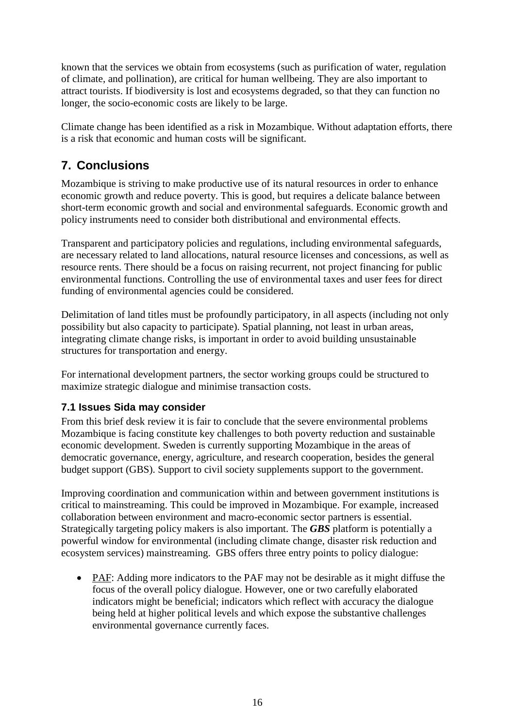known that the services we obtain from ecosystems (such as purification of water, regulation of climate, and pollination), are critical for human wellbeing. They are also important to attract tourists. If biodiversity is lost and ecosystems degraded, so that they can function no longer, the socio-economic costs are likely to be large.

Climate change has been identified as a risk in Mozambique. Without adaptation efforts, there is a risk that economic and human costs will be significant.

# 7. Conclusions

Mozambique is striving to make productive use of its natural resources in order to enhance economic growth and reduce poverty. This is good, but requires a delicate balance between short-term economic growth and social and environmental safeguards. Economic growth and policy instruments need to consider both distributional and environmental effects.

Transparent and participatory policies and regulations, including environmental safeguards, are necessary related to land allocations, natural resource licenses and concessions, as well as resource rents. There should be a focus on raising recurrent, not project financing for public environmental functions. Controlling the use of environmental taxes and user fees for direct funding of environmental agencies could be considered.

Delimitation of land titles must be profoundly participatory, in all aspects (including not only possibility but also capacity to participate). Spatial planning, not least in urban areas, integrating climate change risks, is important in order to avoid building unsustainable structures for transportation and energy.

For international development partners, the sector working groups could be structured to maximize strategic dialogue and minimise transaction costs.

## 7.1 Issues Sida may consider

From this brief desk review it is fair to conclude that the severe environmental problems Mozambique is facing constitute key challenges to both poverty reduction and sustainable economic development. Sweden is currently supporting Mozambique in the areas of democratic governance, energy, agriculture, and research cooperation, besides the general budget support (GBS). Support to civil society supplements support to the government.

Improving coordination and communication within and between government institutions is critical to mainstreaming. This could be improved in Mozambique. For example, increased collaboration between environment and macro-economic sector partners is essential. Strategically targeting policy makers is also important. The ***GBS*** platform is potentially a powerful window for environmental (including climate change, disaster risk reduction and ecosystem services) mainstreaming. GBS offers three entry points to policy dialogue:

- PAF: Adding more indicators to the PAF may not be desirable as it might diffuse the focus of the overall policy dialogue. However, one or two carefully elaborated indicators might be beneficial; indicators which reflect with accuracy the dialogue being held at higher political levels and which expose the substantive challenges environmental governance currently faces.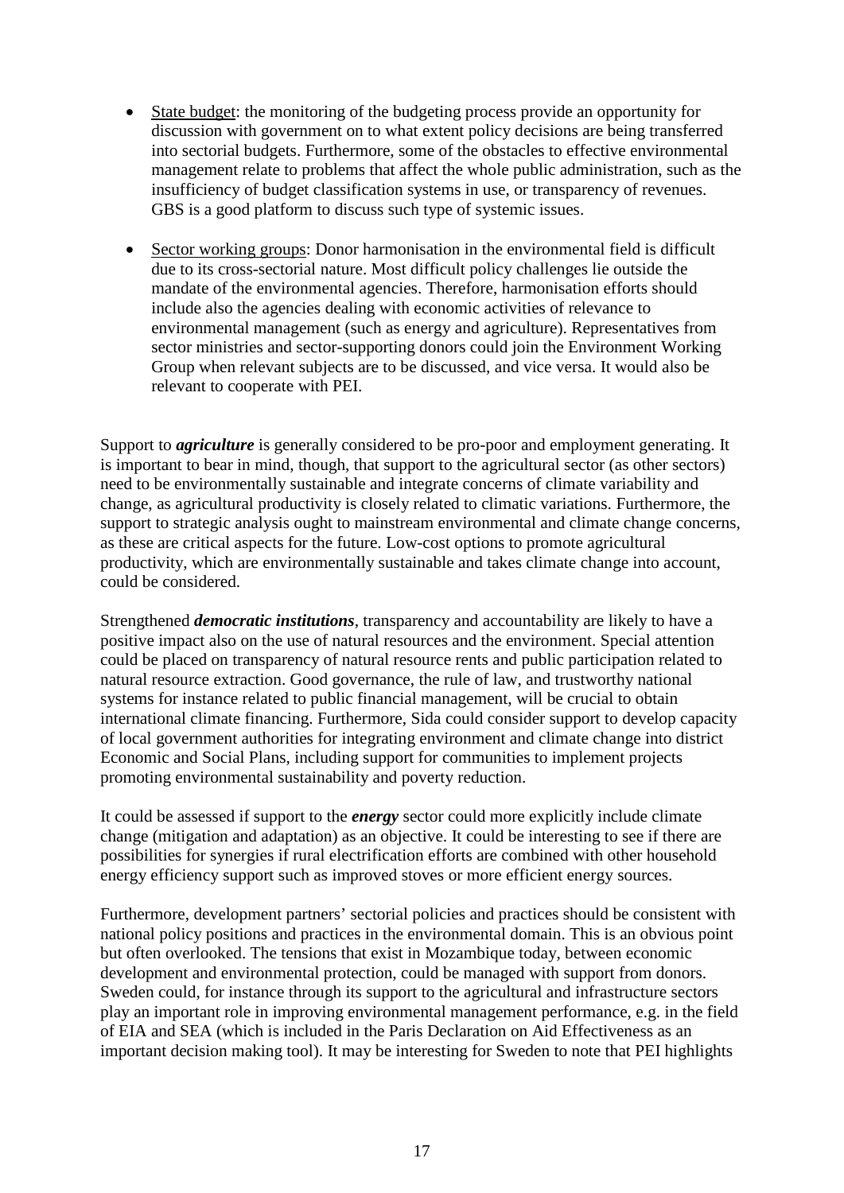- State budget: the monitoring of the budgeting process provide an opportunity for discussion with government on to what extent policy decisions are being transferred into sectorial budgets. Furthermore, some of the obstacles to effective environmental management relate to problems that affect the whole public administration, such as the insufficiency of budget classification systems in use, or transparency of revenues. GBS is a good platform to discuss such type of systemic issues.

- Sector working groups: Donor harmonisation in the environmental field is difficult due to its cross-sectorial nature. Most difficult policy challenges lie outside the mandate of the environmental agencies. Therefore, harmonisation efforts should include also the agencies dealing with economic activities of relevance to environmental management (such as energy and agriculture). Representatives from sector ministries and sector-supporting donors could join the Environment Working Group when relevant subjects are to be discussed, and vice versa. It would also be relevant to cooperate with PEI.

Support to ***agriculture*** is generally considered to be pro-poor and employment generating. It is important to bear in mind, though, that support to the agricultural sector (as other sectors) need to be environmentally sustainable and integrate concerns of climate variability and change, as agricultural productivity is closely related to climatic variations. Furthermore, the support to strategic analysis ought to mainstream environmental and climate change concerns, as these are critical aspects for the future. Low-cost options to promote agricultural productivity, which are environmentally sustainable and takes climate change into account, could be considered.

Strengthened ***democratic institutions***, transparency and accountability are likely to have a positive impact also on the use of natural resources and the environment. Special attention could be placed on transparency of natural resource rents and public participation related to natural resource extraction. Good governance, the rule of law, and trustworthy national systems for instance related to public financial management, will be crucial to obtain international climate financing. Furthermore, Sida could consider support to develop capacity of local government authorities for integrating environment and climate change into district Economic and Social Plans, including support for communities to implement projects promoting environmental sustainability and poverty reduction.

It could be assessed if support to the ***energy*** sector could more explicitly include climate change (mitigation and adaptation) as an objective. It could be interesting to see if there are possibilities for synergies if rural electrification efforts are combined with other household energy efficiency support such as improved stoves or more efficient energy sources.

Furthermore, development partners' sectorial policies and practices should be consistent with national policy positions and practices in the environmental domain. This is an obvious point but often overlooked. The tensions that exist in Mozambique today, between economic development and environmental protection, could be managed with support from donors. Sweden could, for instance through its support to the agricultural and infrastructure sectors play an important role in improving environmental management performance, e.g. in the field of EIA and SEA (which is included in the Paris Declaration on Aid Effectiveness as an important decision making tool). It may be interesting for Sweden to note that PEI highlights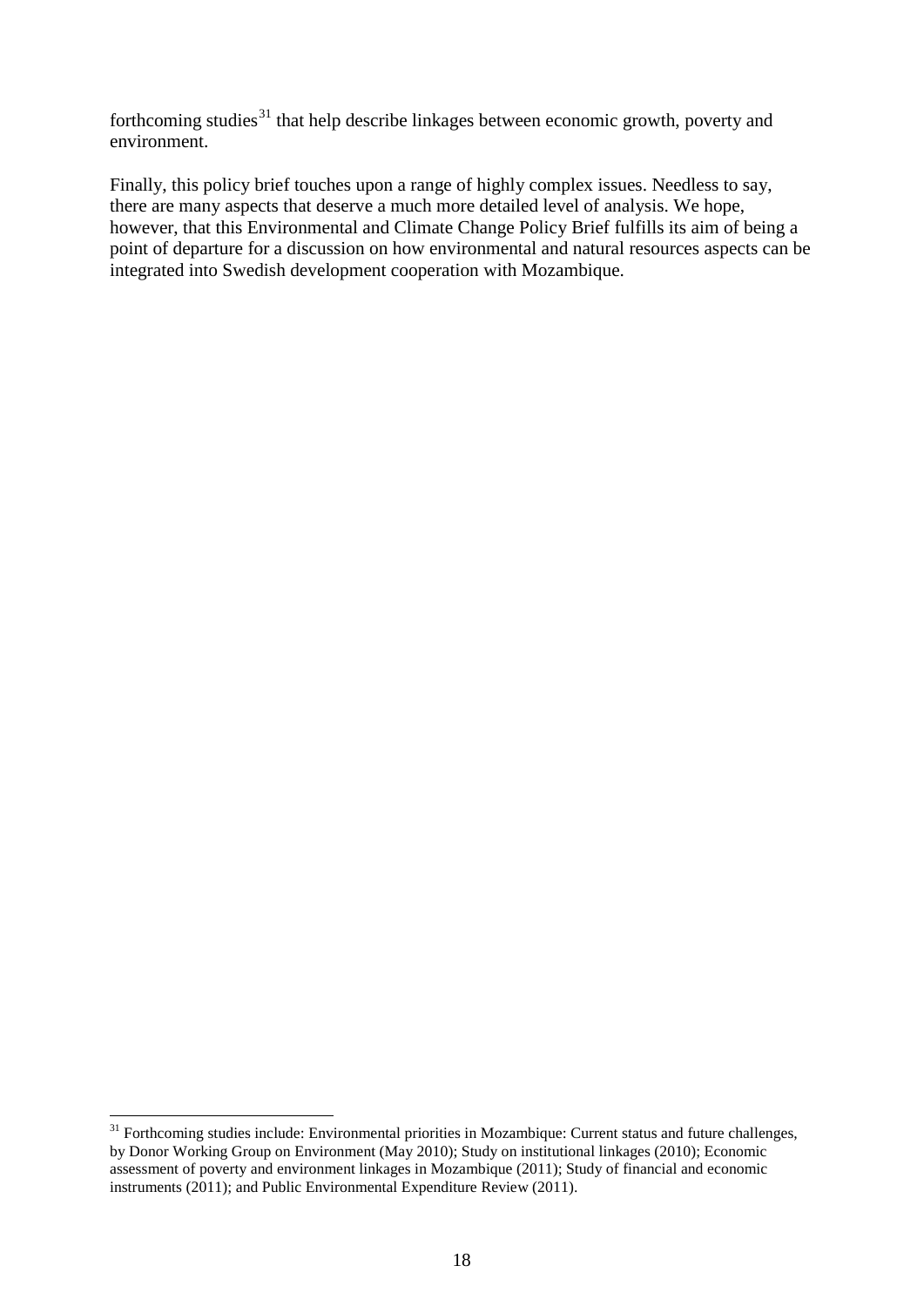forthcoming studies[31] that help describe linkages between economic growth, poverty and environment.

Finally, this policy brief touches upon a range of highly complex issues. Needless to say, there are many aspects that deserve a much more detailed level of analysis. We hope, however, that this Environmental and Climate Change Policy Brief fulfills its aim of being a point of departure for a discussion on how environmental and natural resources aspects can be integrated into Swedish development cooperation with Mozambique.

[31] Forthcoming studies include: Environmental priorities in Mozambique: Current status and future challenges, by Donor Working Group on Environment (May 2010); Study on institutional linkages (2010); Economic assessment of poverty and environment linkages in Mozambique (2011); Study of financial and economic instruments (2011); and Public Environmental Expenditure Review (2011).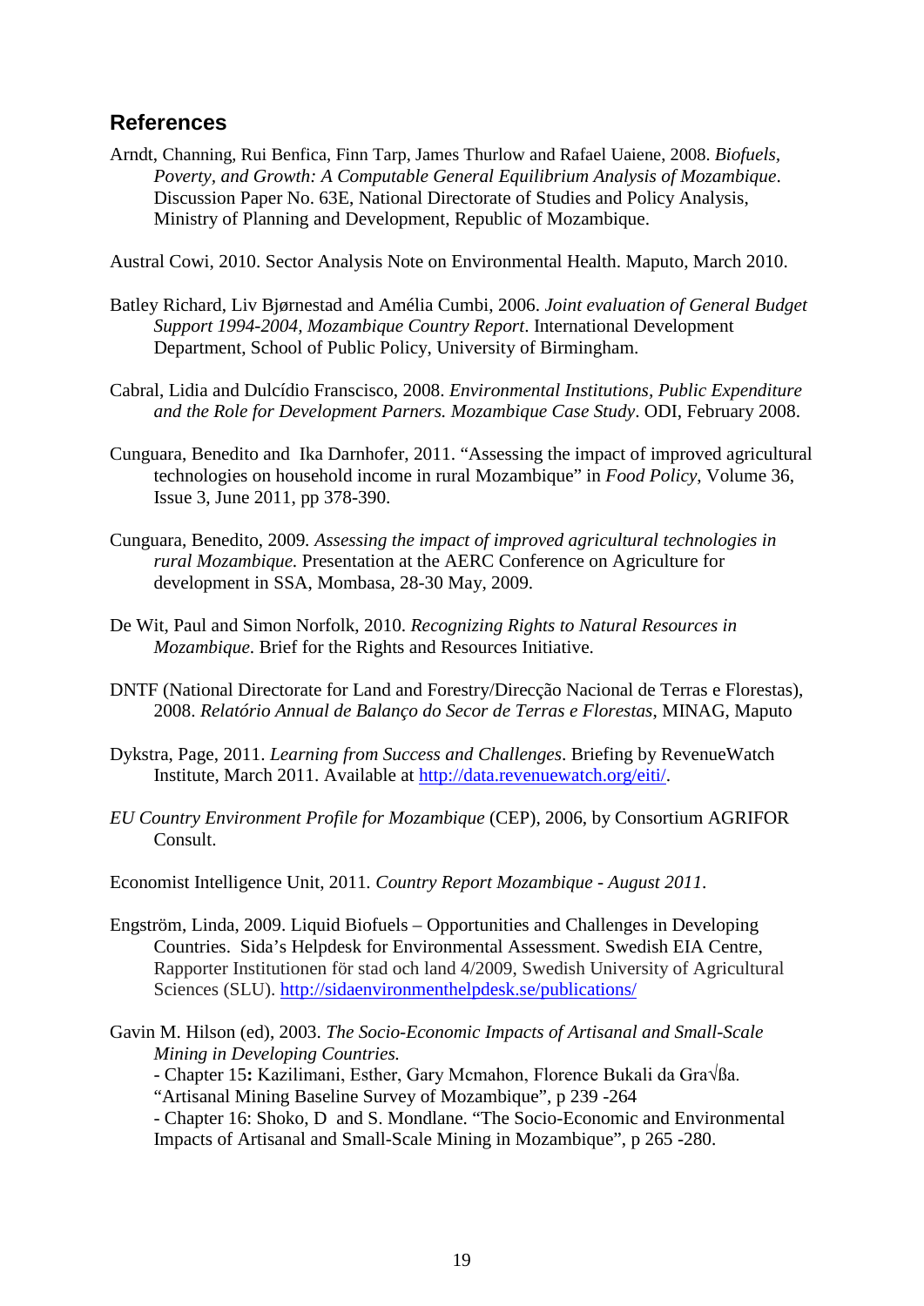## References

Arndt, Channing, Rui Benfica, Finn Tarp, James Thurlow and Rafael Uaiene, 2008. *Biofuels, Poverty, and Growth: A Computable General Equilibrium Analysis of Mozambique*. Discussion Paper No. 63E, National Directorate of Studies and Policy Analysis, Ministry of Planning and Development, Republic of Mozambique.

Austral Cowi, 2010. Sector Analysis Note on Environmental Health. Maputo, March 2010.

Batley Richard, Liv Bjørnestad and Amélia Cumbi, 2006. *Joint evaluation of General Budget Support 1994-2004, Mozambique Country Report*. International Development Department, School of Public Policy, University of Birmingham.

Cabral, Lidia and Dulcídio Franscisco, 2008. *Environmental Institutions, Public Expenditure and the Role for Development Parners. Mozambique Case Study*. ODI, February 2008.

Cunguara, Benedito and Ika Darnhofer, 2011. "Assessing the impact of improved agricultural technologies on household income in rural Mozambique" in *Food Policy*, Volume 36, Issue 3, June 2011, pp 378-390.

Cunguara, Benedito, 2009. *Assessing the impact of improved agricultural technologies in rural Mozambique.* Presentation at the AERC Conference on Agriculture for development in SSA, Mombasa, 28-30 May, 2009.

De Wit, Paul and Simon Norfolk, 2010. *Recognizing Rights to Natural Resources in Mozambique*. Brief for the Rights and Resources Initiative.

DNTF (National Directorate for Land and Forestry/Direcção Nacional de Terras e Florestas), 2008. *Relatório Annual de Balanço do Secor de Terras e Florestas*, MINAG, Maputo

Dykstra, Page, 2011. *Learning from Success and Challenges*. Briefing by RevenueWatch Institute, March 2011. Available at http://data.revenuewatch.org/eiti/.

*EU Country Environment Profile for Mozambique* (CEP), 2006, by Consortium AGRIFOR Consult.

Economist Intelligence Unit, 2011. *Country Report Mozambique - August 2011*.

Engström, Linda, 2009. Liquid Biofuels – Opportunities and Challenges in Developing Countries. Sida's Helpdesk for Environmental Assessment. Swedish EIA Centre, Rapporter Institutionen för stad och land 4/2009, Swedish University of Agricultural Sciences (SLU). http://sidaenvironmenthelpdesk.se/publications/

Gavin M. Hilson (ed), 2003. *The Socio-Economic Impacts of Artisanal and Small-Scale Mining in Developing Countries.*
- Chapter 15**:** Kazilimani, Esther, Gary Mcmahon, Florence Bukali da Gra√ßa. "Artisanal Mining Baseline Survey of Mozambique", p 239 -264
- Chapter 16: Shoko, D and S. Mondlane. "The Socio-Economic and Environmental Impacts of Artisanal and Small-Scale Mining in Mozambique", p 265 -280.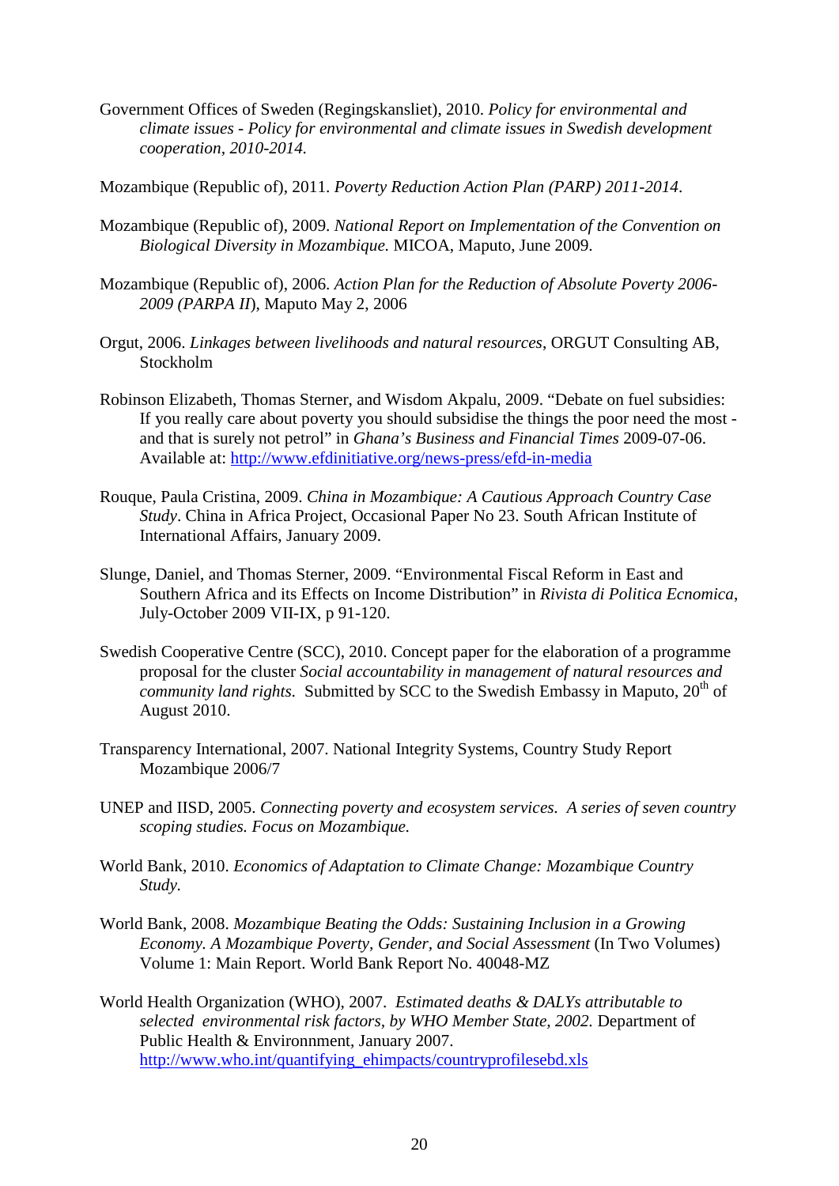Government Offices of Sweden (Regingskansliet), 2010. *Policy for environmental and climate issues - Policy for environmental and climate issues in Swedish development cooperation, 2010-2014.*

Mozambique (Republic of), 2011. *Poverty Reduction Action Plan (PARP) 2011-2014*.

Mozambique (Republic of), 2009. *National Report on Implementation of the Convention on Biological Diversity in Mozambique.* MICOA, Maputo, June 2009.

Mozambique (Republic of), 2006. *Action Plan for the Reduction of Absolute Poverty 2006-2009 (PARPA II*), Maputo May 2, 2006

Orgut, 2006. *Linkages between livelihoods and natural resources*, ORGUT Consulting AB, Stockholm

Robinson Elizabeth, Thomas Sterner, and Wisdom Akpalu, 2009. "Debate on fuel subsidies: If you really care about poverty you should subsidise the things the poor need the most - and that is surely not petrol" in *Ghana's Business and Financial Times* 2009-07-06. Available at: http://www.efdinitiative.org/news-press/efd-in-media

Rouque, Paula Cristina, 2009. *China in Mozambique: A Cautious Approach Country Case Study*. China in Africa Project, Occasional Paper No 23. South African Institute of International Affairs, January 2009.

Slunge, Daniel, and Thomas Sterner, 2009. "Environmental Fiscal Reform in East and Southern Africa and its Effects on Income Distribution" in *Rivista di Politica Ecnomica*, July-October 2009 VII-IX, p 91-120.

Swedish Cooperative Centre (SCC), 2010. Concept paper for the elaboration of a programme proposal for the cluster *Social accountability in management of natural resources and community land rights.* Submitted by SCC to the Swedish Embassy in Maputo, 20th of August 2010.

Transparency International, 2007. National Integrity Systems, Country Study Report Mozambique 2006/7

UNEP and IISD, 2005. *Connecting poverty and ecosystem services. A series of seven country scoping studies. Focus on Mozambique.*

World Bank, 2010. *Economics of Adaptation to Climate Change: Mozambique Country Study.*

World Bank, 2008. *Mozambique Beating the Odds: Sustaining Inclusion in a Growing Economy. A Mozambique Poverty, Gender, and Social Assessment* (In Two Volumes) Volume 1: Main Report. World Bank Report No. 40048-MZ

World Health Organization (WHO), 2007. *Estimated deaths & DALYs attributable to selected environmental risk factors, by WHO Member State, 2002.* Department of Public Health & Environnment, January 2007. http://www.who.int/quantifying_ehimpacts/countryprofilesebd.xls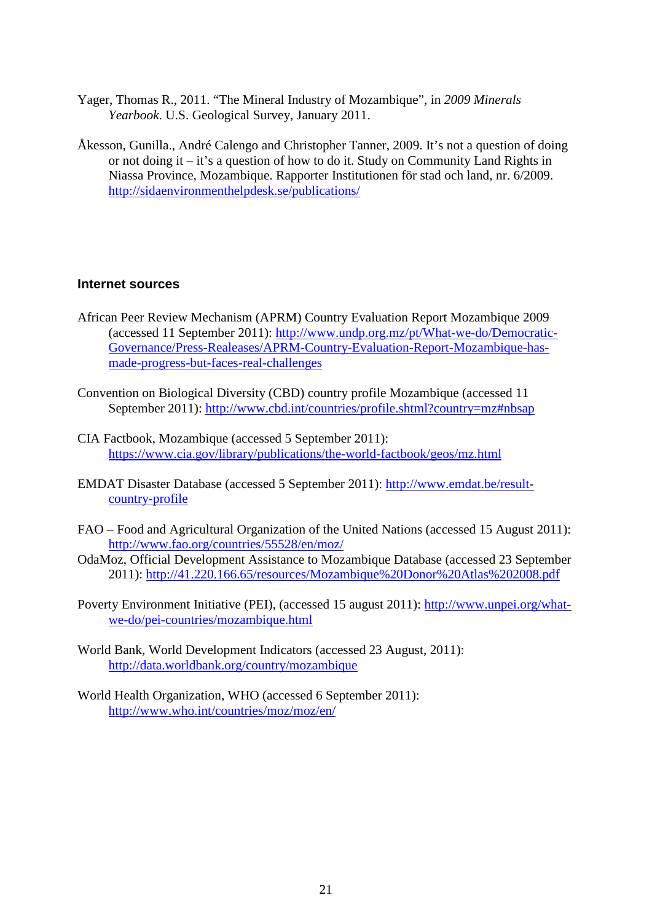Yager, Thomas R., 2011. "The Mineral Industry of Mozambique", in *2009 Minerals Yearbook*. U.S. Geological Survey, January 2011.

Åkesson, Gunilla., André Calengo and Christopher Tanner, 2009. It's not a question of doing or not doing it – it's a question of how to do it. Study on Community Land Rights in Niassa Province, Mozambique. Rapporter Institutionen för stad och land, nr. 6/2009. http://sidaenvironmenthelpdesk.se/publications/

## Internet sources

African Peer Review Mechanism (APRM) Country Evaluation Report Mozambique 2009 (accessed 11 September 2011): http://www.undp.org.mz/pt/What-we-do/Democratic-Governance/Press-Realeases/APRM-Country-Evaluation-Report-Mozambique-has-made-progress-but-faces-real-challenges

Convention on Biological Diversity (CBD) country profile Mozambique (accessed 11 September 2011): http://www.cbd.int/countries/profile.shtml?country=mz#nbsap

CIA Factbook, Mozambique (accessed 5 September 2011): https://www.cia.gov/library/publications/the-world-factbook/geos/mz.html

EMDAT Disaster Database (accessed 5 September 2011): http://www.emdat.be/result-country-profile

FAO – Food and Agricultural Organization of the United Nations (accessed 15 August 2011): http://www.fao.org/countries/55528/en/moz/

OdaMoz, Official Development Assistance to Mozambique Database (accessed 23 September 2011): http://41.220.166.65/resources/Mozambique%20Donor%20Atlas%202008.pdf

Poverty Environment Initiative (PEI), (accessed 15 august 2011): http://www.unpei.org/what-we-do/pei-countries/mozambique.html

World Bank, World Development Indicators (accessed 23 August, 2011): http://data.worldbank.org/country/mozambique

World Health Organization, WHO (accessed 6 September 2011): http://www.who.int/countries/moz/moz/en/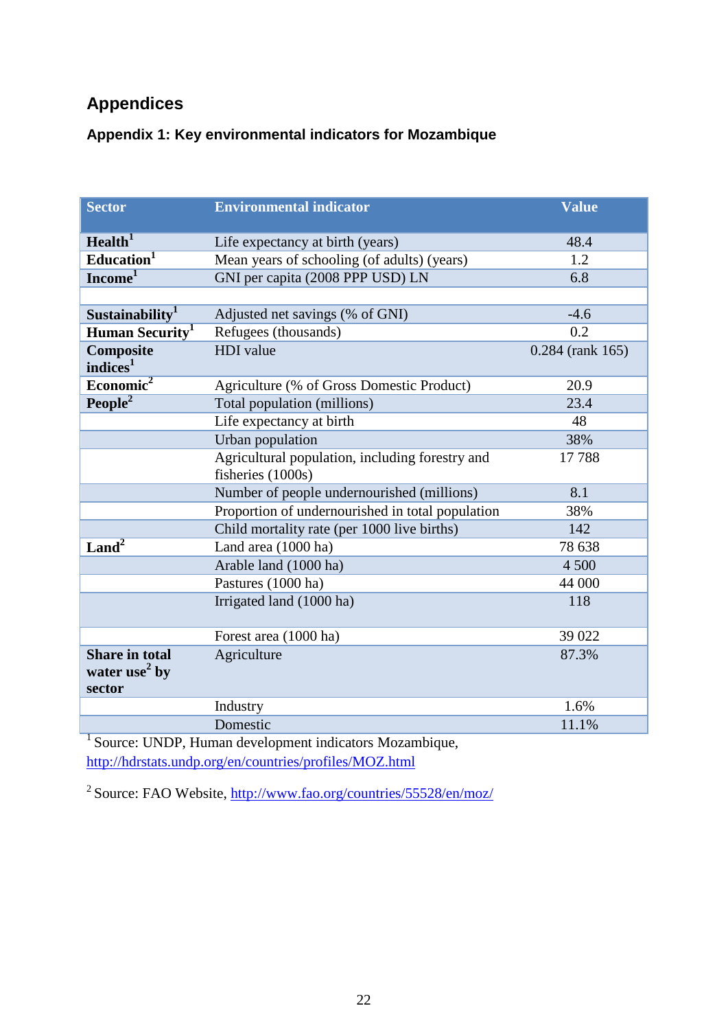# Appendices

## Appendix 1: Key environmental indicators for Mozambique

| Sector | Environmental indicator | Value |
|---|---|---|
| **Health**[1] | Life expectancy at birth (years) | 48.4 |
| **Education**[1] | Mean years of schooling (of adults) (years) | 1.2 |
| **Income**[1] | GNI per capita (2008 PPP USD) LN | 6.8 |
| | | |
| **Sustainability**[1] | Adjusted net savings (% of GNI) | -4.6 |
| **Human Security**[1] | Refugees (thousands) | 0.2 |
| **Composite indices**[1] | HDI value | 0.284 (rank 165) |
| **Economic**[2] | Agriculture (% of Gross Domestic Product) | 20.9 |
| **People**[2] | Total population (millions) | 23.4 |
| | Life expectancy at birth | 48 |
| | Urban population | 38% |
| | Agricultural population, including forestry and fisheries (1000s) | 17 788 |
| | Number of people undernourished (millions) | 8.1 |
| | Proportion of undernourished in total population | 38% |
| | Child mortality rate (per 1000 live births) | 142 |
| **Land**[2] | Land area (1000 ha) | 78 638 |
| | Arable land (1000 ha) | 4 500 |
| | Pastures (1000 ha) | 44 000 |
| | Irrigated land (1000 ha) | 118 |
| | Forest area (1000 ha) | 39 022 |
| **Share in total water use**[2] **by sector** | Agriculture | 87.3% |
| | Industry | 1.6% |
| | Domestic | 11.1% |

[1] Source: UNDP, Human development indicators Mozambique, http://hdrstats.undp.org/en/countries/profiles/MOZ.html

[2] Source: FAO Website, http://www.fao.org/countries/55528/en/moz/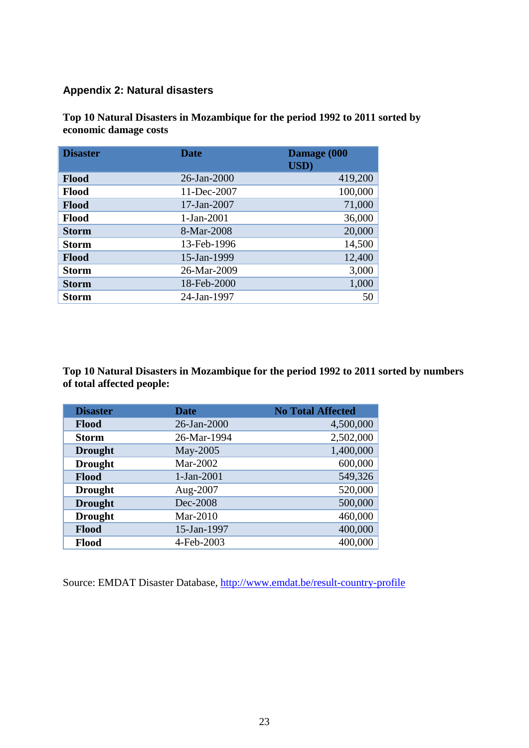## Appendix 2: Natural disasters

**Top 10 Natural Disasters in Mozambique for the period 1992 to 2011 sorted by economic damage costs**

| Disaster | Date | Damage (000 USD) |
|---|---|---|
| **Flood** | 26-Jan-2000 | 419,200 |
| **Flood** | 11-Dec-2007 | 100,000 |
| **Flood** | 17-Jan-2007 | 71,000 |
| **Flood** | 1-Jan-2001 | 36,000 |
| **Storm** | 8-Mar-2008 | 20,000 |
| **Storm** | 13-Feb-1996 | 14,500 |
| **Flood** | 15-Jan-1999 | 12,400 |
| **Storm** | 26-Mar-2009 | 3,000 |
| **Storm** | 18-Feb-2000 | 1,000 |
| **Storm** | 24-Jan-1997 | 50 |

**Top 10 Natural Disasters in Mozambique for the period 1992 to 2011 sorted by numbers of total affected people:**

| Disaster | Date | No Total Affected |
|---|---|---|
| **Flood** | 26-Jan-2000 | 4,500,000 |
| **Storm** | 26-Mar-1994 | 2,502,000 |
| **Drought** | May-2005 | 1,400,000 |
| **Drought** | Mar-2002 | 600,000 |
| **Flood** | 1-Jan-2001 | 549,326 |
| **Drought** | Aug-2007 | 520,000 |
| **Drought** | Dec-2008 | 500,000 |
| **Drought** | Mar-2010 | 460,000 |
| **Flood** | 15-Jan-1997 | 400,000 |
| **Flood** | 4-Feb-2003 | 400,000 |

Source: EMDAT Disaster Database, http://www.emdat.be/result-country-profile